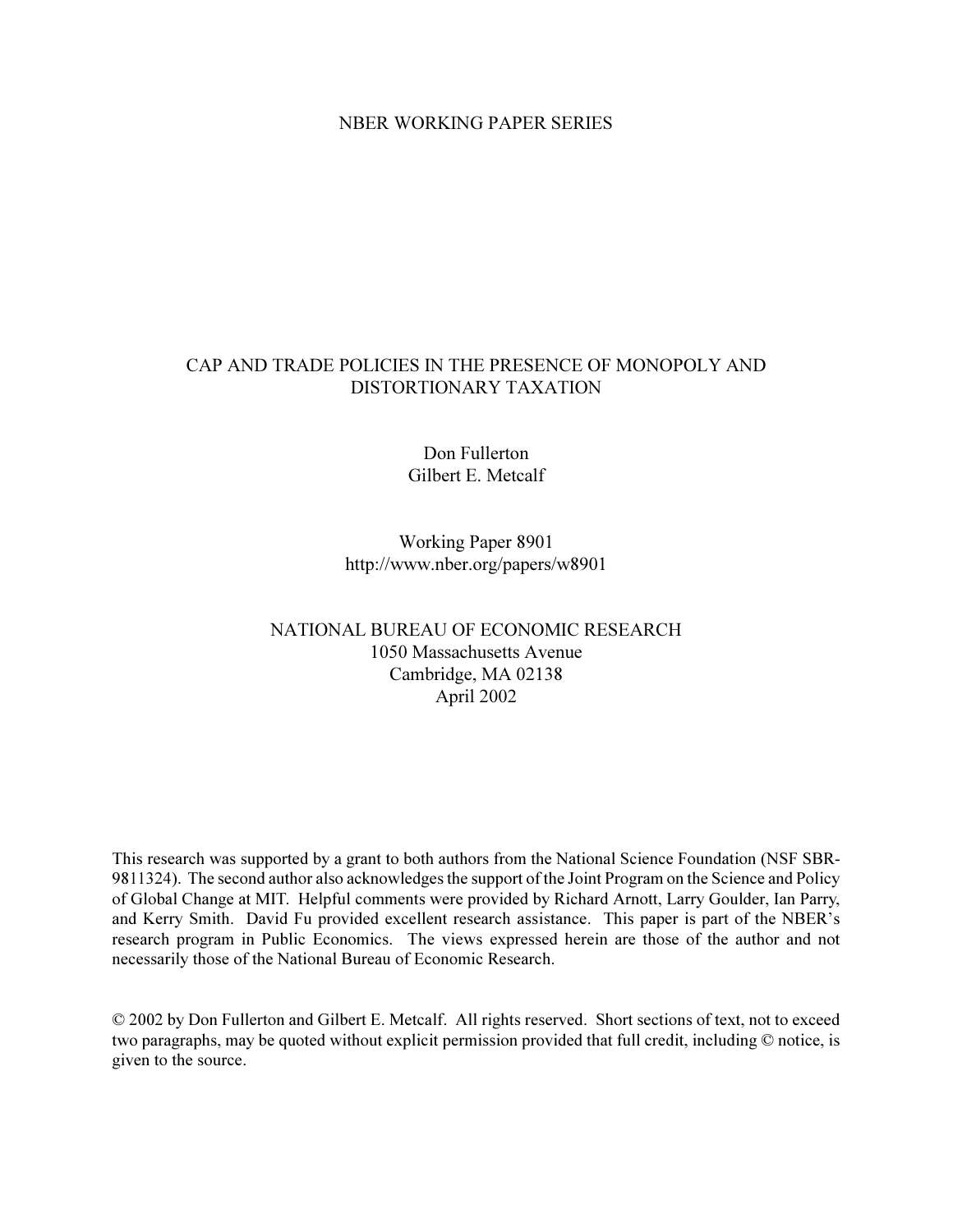NBER WORKING PAPER SERIES

# CAP AND TRADE POLICIES IN THE PRESENCE OF MONOPOLY AND DISTORTIONARY TAXATION

Don Fullerton
Gilbert E. Metcalf

Working Paper 8901
http://www.nber.org/papers/w8901

NATIONAL BUREAU OF ECONOMIC RESEARCH
1050 Massachusetts Avenue
Cambridge, MA 02138
April 2002

This research was supported by a grant to both authors from the National Science Foundation (NSF SBR-9811324). The second author also acknowledges the support of the Joint Program on the Science and Policy of Global Change at MIT. Helpful comments were provided by Richard Arnott, Larry Goulder, Ian Parry, and Kerry Smith. David Fu provided excellent research assistance. This paper is part of the NBER's research program in Public Economics. The views expressed herein are those of the author and not necessarily those of the National Bureau of Economic Research.

© 2002 by Don Fullerton and Gilbert E. Metcalf. All rights reserved. Short sections of text, not to exceed two paragraphs, may be quoted without explicit permission provided that full credit, including © notice, is given to the source.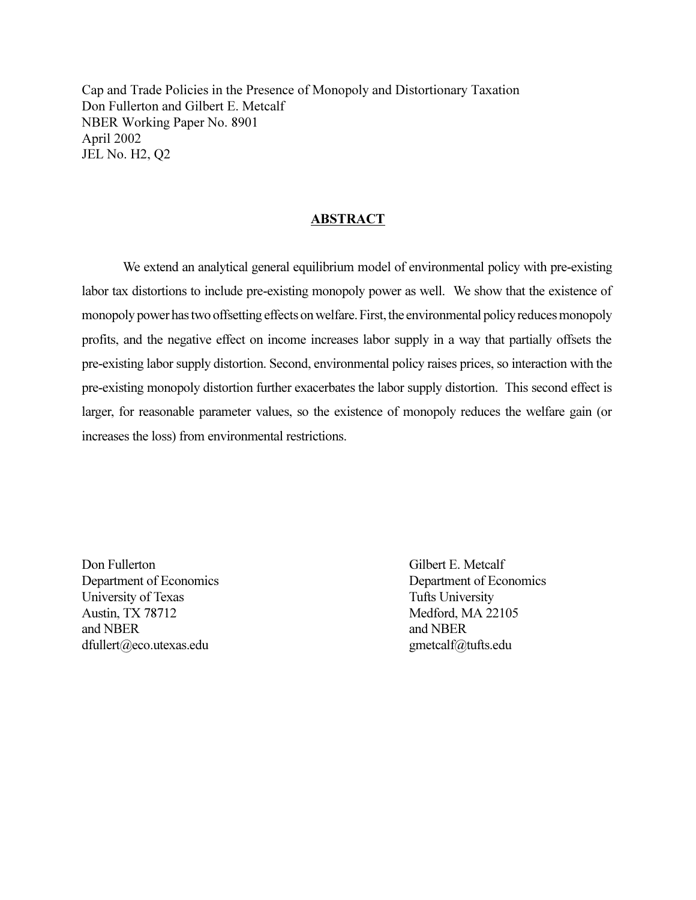Cap and Trade Policies in the Presence of Monopoly and Distortionary Taxation
Don Fullerton and Gilbert E. Metcalf
NBER Working Paper No. 8901
April 2002
JEL No. H2, Q2

## ABSTRACT

We extend an analytical general equilibrium model of environmental policy with pre-existing labor tax distortions to include pre-existing monopoly power as well. We show that the existence of monopoly power has two offsetting effects on welfare. First, the environmental policy reduces monopoly profits, and the negative effect on income increases labor supply in a way that partially offsets the pre-existing labor supply distortion. Second, environmental policy raises prices, so interaction with the pre-existing monopoly distortion further exacerbates the labor supply distortion. This second effect is larger, for reasonable parameter values, so the existence of monopoly reduces the welfare gain (or increases the loss) from environmental restrictions.

Don Fullerton
Department of Economics
University of Texas
Austin, TX 78712
and NBER
dfullert@eco.utexas.edu

Gilbert E. Metcalf
Department of Economics
Tufts University
Medford, MA 22105
and NBER
gmetcalf@tufts.edu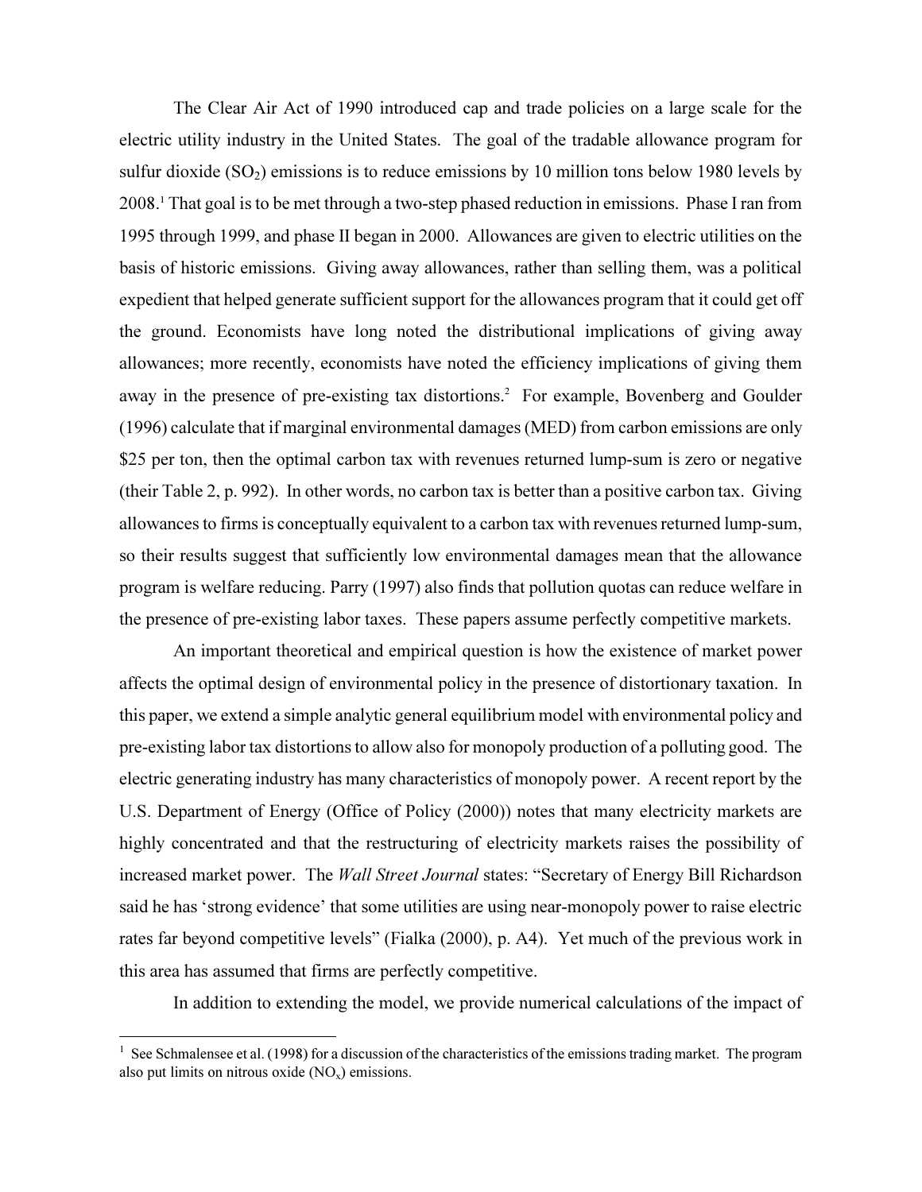The Clear Air Act of 1990 introduced cap and trade policies on a large scale for the electric utility industry in the United States. The goal of the tradable allowance program for sulfur dioxide ($SO_2$) emissions is to reduce emissions by 10 million tons below 1980 levels by 2008.[1] That goal is to be met through a two-step phased reduction in emissions. Phase I ran from 1995 through 1999, and phase II began in 2000. Allowances are given to electric utilities on the basis of historic emissions. Giving away allowances, rather than selling them, was a political expedient that helped generate sufficient support for the allowances program that it could get off the ground. Economists have long noted the distributional implications of giving away allowances; more recently, economists have noted the efficiency implications of giving them away in the presence of pre-existing tax distortions.[2] For example, Bovenberg and Goulder (1996) calculate that if marginal environmental damages (MED) from carbon emissions are only \$25 per ton, then the optimal carbon tax with revenues returned lump-sum is zero or negative (their Table 2, p. 992). In other words, no carbon tax is better than a positive carbon tax. Giving allowances to firms is conceptually equivalent to a carbon tax with revenues returned lump-sum, so their results suggest that sufficiently low environmental damages mean that the allowance program is welfare reducing. Parry (1997) also finds that pollution quotas can reduce welfare in the presence of pre-existing labor taxes. These papers assume perfectly competitive markets.

An important theoretical and empirical question is how the existence of market power affects the optimal design of environmental policy in the presence of distortionary taxation. In this paper, we extend a simple analytic general equilibrium model with environmental policy and pre-existing labor tax distortions to allow also for monopoly production of a polluting good. The electric generating industry has many characteristics of monopoly power. A recent report by the U.S. Department of Energy (Office of Policy (2000)) notes that many electricity markets are highly concentrated and that the restructuring of electricity markets raises the possibility of increased market power. The *Wall Street Journal* states: "Secretary of Energy Bill Richardson said he has 'strong evidence' that some utilities are using near-monopoly power to raise electric rates far beyond competitive levels" (Fialka (2000), p. A4). Yet much of the previous work in this area has assumed that firms are perfectly competitive.

In addition to extending the model, we provide numerical calculations of the impact of

[1] See Schmalensee et al. (1998) for a discussion of the characteristics of the emissions trading market. The program also put limits on nitrous oxide ($NO_x$) emissions.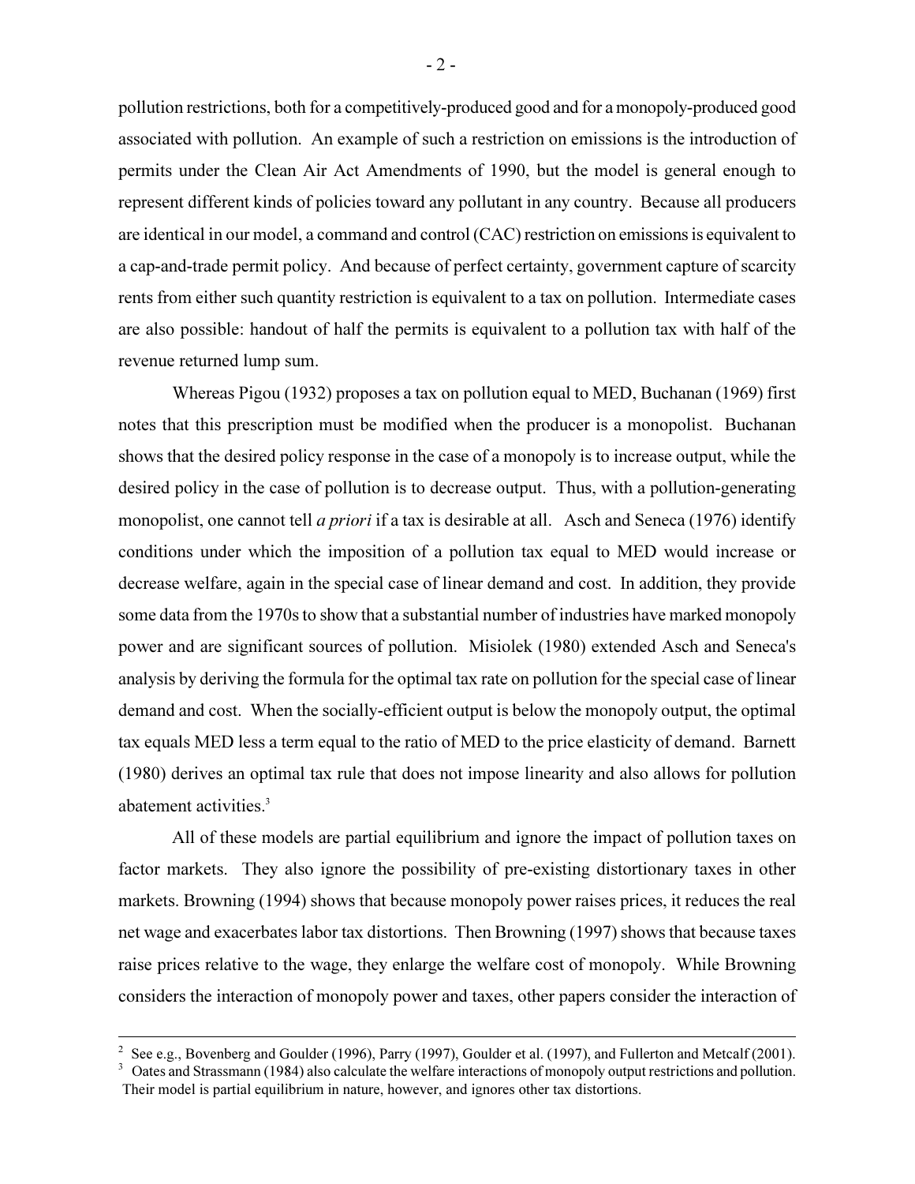pollution restrictions, both for a competitively-produced good and for a monopoly-produced good associated with pollution. An example of such a restriction on emissions is the introduction of permits under the Clean Air Act Amendments of 1990, but the model is general enough to represent different kinds of policies toward any pollutant in any country. Because all producers are identical in our model, a command and control (CAC) restriction on emissions is equivalent to a cap-and-trade permit policy. And because of perfect certainty, government capture of scarcity rents from either such quantity restriction is equivalent to a tax on pollution. Intermediate cases are also possible: handout of half the permits is equivalent to a pollution tax with half of the revenue returned lump sum.

Whereas Pigou (1932) proposes a tax on pollution equal to MED, Buchanan (1969) first notes that this prescription must be modified when the producer is a monopolist. Buchanan shows that the desired policy response in the case of a monopoly is to increase output, while the desired policy in the case of pollution is to decrease output. Thus, with a pollution-generating monopolist, one cannot tell *a priori* if a tax is desirable at all. Asch and Seneca (1976) identify conditions under which the imposition of a pollution tax equal to MED would increase or decrease welfare, again in the special case of linear demand and cost. In addition, they provide some data from the 1970s to show that a substantial number of industries have marked monopoly power and are significant sources of pollution. Misiolek (1980) extended Asch and Seneca's analysis by deriving the formula for the optimal tax rate on pollution for the special case of linear demand and cost. When the socially-efficient output is below the monopoly output, the optimal tax equals MED less a term equal to the ratio of MED to the price elasticity of demand. Barnett (1980) derives an optimal tax rule that does not impose linearity and also allows for pollution abatement activities.[3]

All of these models are partial equilibrium and ignore the impact of pollution taxes on factor markets. They also ignore the possibility of pre-existing distortionary taxes in other markets. Browning (1994) shows that because monopoly power raises prices, it reduces the real net wage and exacerbates labor tax distortions. Then Browning (1997) shows that because taxes raise prices relative to the wage, they enlarge the welfare cost of monopoly. While Browning considers the interaction of monopoly power and taxes, other papers consider the interaction of

---

[2] See e.g., Bovenberg and Goulder (1996), Parry (1997), Goulder et al. (1997), and Fullerton and Metcalf (2001).

[3] Oates and Strassmann (1984) also calculate the welfare interactions of monopoly output restrictions and pollution. Their model is partial equilibrium in nature, however, and ignores other tax distortions.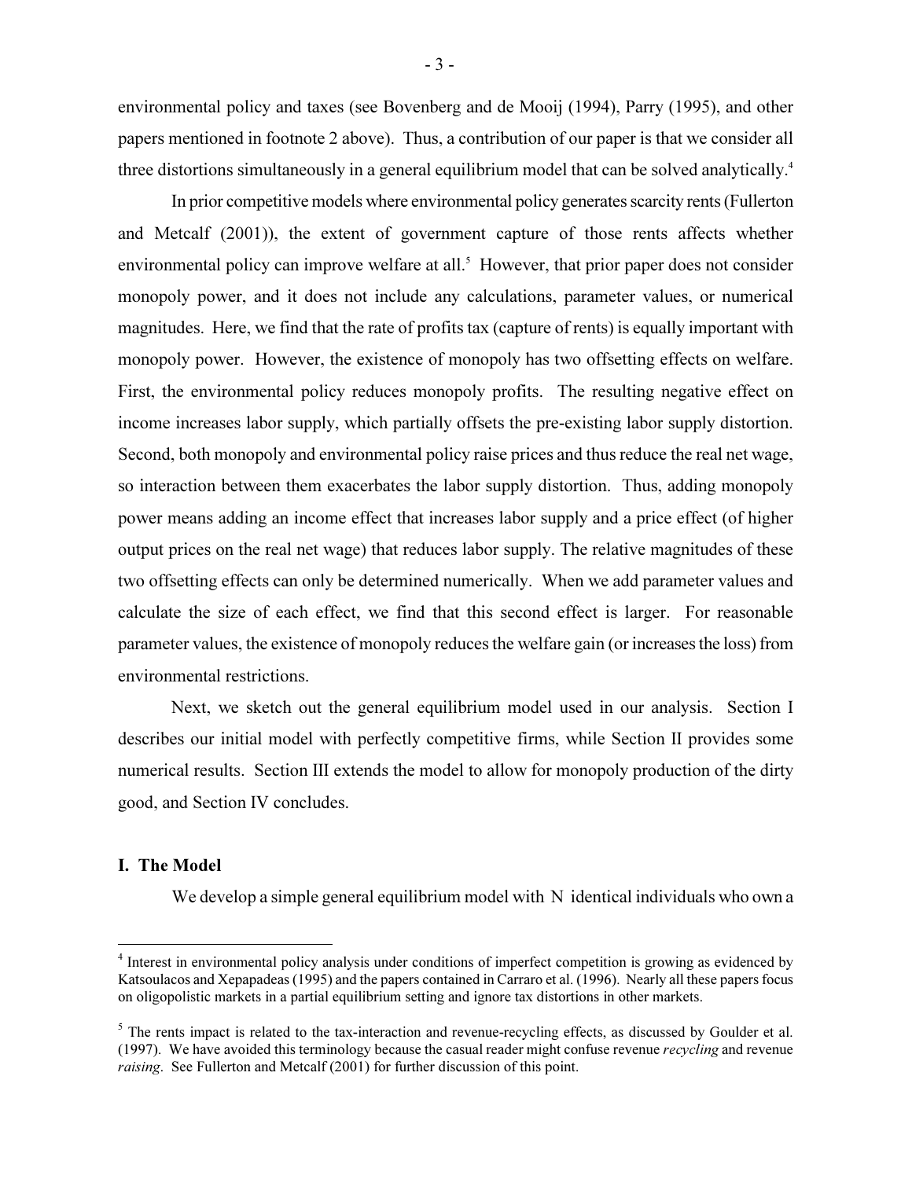environmental policy and taxes (see Bovenberg and de Mooij (1994), Parry (1995), and other papers mentioned in footnote 2 above). Thus, a contribution of our paper is that we consider all three distortions simultaneously in a general equilibrium model that can be solved analytically.[4]

In prior competitive models where environmental policy generates scarcity rents (Fullerton and Metcalf (2001)), the extent of government capture of those rents affects whether environmental policy can improve welfare at all.[5] However, that prior paper does not consider monopoly power, and it does not include any calculations, parameter values, or numerical magnitudes. Here, we find that the rate of profits tax (capture of rents) is equally important with monopoly power. However, the existence of monopoly has two offsetting effects on welfare. First, the environmental policy reduces monopoly profits. The resulting negative effect on income increases labor supply, which partially offsets the pre-existing labor supply distortion. Second, both monopoly and environmental policy raise prices and thus reduce the real net wage, so interaction between them exacerbates the labor supply distortion. Thus, adding monopoly power means adding an income effect that increases labor supply and a price effect (of higher output prices on the real net wage) that reduces labor supply. The relative magnitudes of these two offsetting effects can only be determined numerically. When we add parameter values and calculate the size of each effect, we find that this second effect is larger. For reasonable parameter values, the existence of monopoly reduces the welfare gain (or increases the loss) from environmental restrictions.

Next, we sketch out the general equilibrium model used in our analysis. Section I describes our initial model with perfectly competitive firms, while Section II provides some numerical results. Section III extends the model to allow for monopoly production of the dirty good, and Section IV concludes.

## I. The Model

We develop a simple general equilibrium model with N identical individuals who own a

[4] Interest in environmental policy analysis under conditions of imperfect competition is growing as evidenced by Katsoulacos and Xepapadeas (1995) and the papers contained in Carraro et al. (1996). Nearly all these papers focus on oligopolistic markets in a partial equilibrium setting and ignore tax distortions in other markets.

[5] The rents impact is related to the tax-interaction and revenue-recycling effects, as discussed by Goulder et al. (1997). We have avoided this terminology because the casual reader might confuse revenue *recycling* and revenue *raising*. See Fullerton and Metcalf (2001) for further discussion of this point.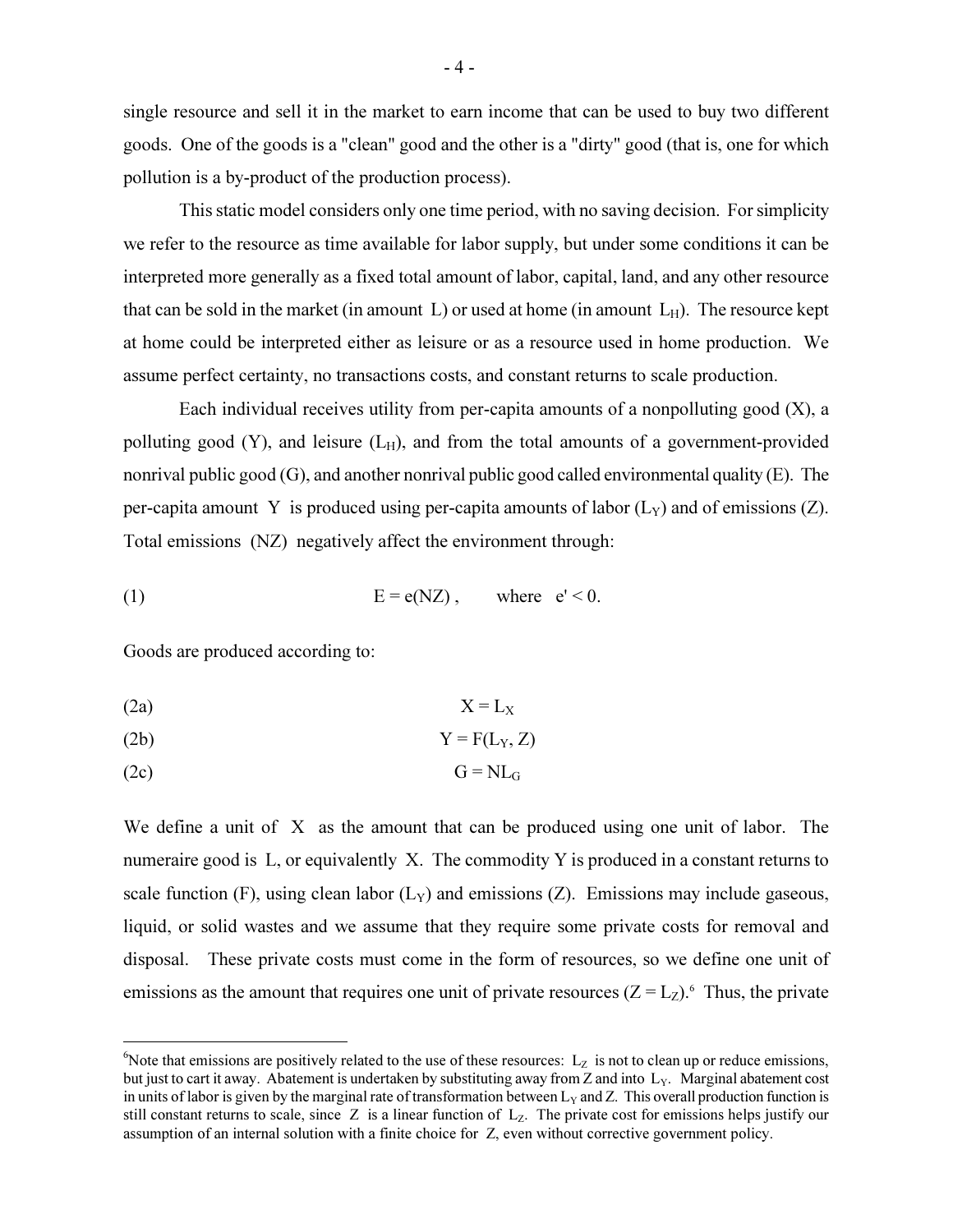single resource and sell it in the market to earn income that can be used to buy two different goods. One of the goods is a "clean" good and the other is a "dirty" good (that is, one for which pollution is a by-product of the production process).

This static model considers only one time period, with no saving decision. For simplicity we refer to the resource as time available for labor supply, but under some conditions it can be interpreted more generally as a fixed total amount of labor, capital, land, and any other resource that can be sold in the market (in amount $L$) or used at home (in amount $L_H$). The resource kept at home could be interpreted either as leisure or as a resource used in home production. We assume perfect certainty, no transactions costs, and constant returns to scale production.

Each individual receives utility from per-capita amounts of a nonpolluting good ($X$), a polluting good ($Y$), and leisure ($L_H$), and from the total amounts of a government-provided nonrival public good ($G$), and another nonrival public good called environmental quality ($E$). The per-capita amount $Y$ is produced using per-capita amounts of labor ($L_Y$) and of emissions ($Z$). Total emissions ($NZ$) negatively affect the environment through:

$$E = e(NZ), \qquad \text{where } e' < 0. \tag{1}$$

Goods are produced according to:

$$X = L_X \tag{2a}$$

$$Y = F(L_Y, Z) \tag{2b}$$

$$G = NL_G \tag{2c}$$

We define a unit of $X$ as the amount that can be produced using one unit of labor. The numeraire good is $L$, or equivalently $X$. The commodity $Y$ is produced in a constant returns to scale function ($F$), using clean labor ($L_Y$) and emissions ($Z$). Emissions may include gaseous, liquid, or solid wastes and we assume that they require some private costs for removal and disposal. These private costs must come in the form of resources, so we define one unit of emissions as the amount that requires one unit of private resources ($Z = L_Z$).[6] Thus, the private

[6] Note that emissions are positively related to the use of these resources: $L_Z$ is not to clean up or reduce emissions, but just to cart it away. Abatement is undertaken by substituting away from $Z$ and into $L_Y$. Marginal abatement cost in units of labor is given by the marginal rate of transformation between $L_Y$ and $Z$. This overall production function is still constant returns to scale, since $Z$ is a linear function of $L_Z$. The private cost for emissions helps justify our assumption of an internal solution with a finite choice for $Z$, even without corrective government policy.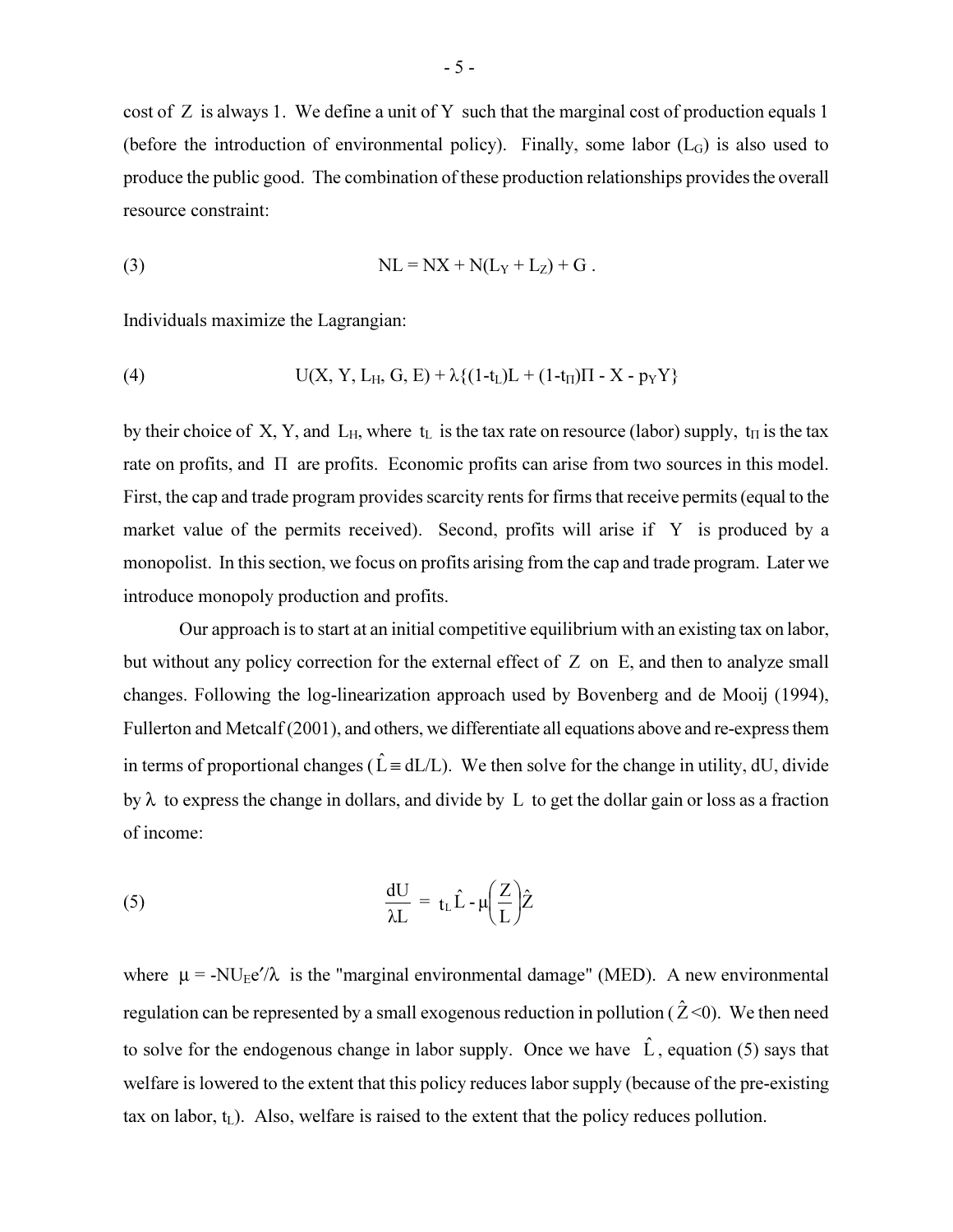cost of $Z$ is always 1. We define a unit of Y such that the marginal cost of production equals 1 (before the introduction of environmental policy). Finally, some labor ($L_G$) is also used to produce the public good. The combination of these production relationships provides the overall resource constraint:

$$NL = NX + N(L_Y + L_Z) + G \,. \tag{3}$$

Individuals maximize the Lagrangian:

$$U(X, Y, L_H, G, E) + \lambda\{(1\text{-}t_L)L + (1\text{-}t_\Pi)\Pi - X - p_Y Y\} \tag{4}$$

by their choice of X, Y, and $L_H$, where $t_L$ is the tax rate on resource (labor) supply, $t_\Pi$ is the tax rate on profits, and $\Pi$ are profits. Economic profits can arise from two sources in this model. First, the cap and trade program provides scarcity rents for firms that receive permits (equal to the market value of the permits received). Second, profits will arise if Y is produced by a monopolist. In this section, we focus on profits arising from the cap and trade program. Later we introduce monopoly production and profits.

Our approach is to start at an initial competitive equilibrium with an existing tax on labor, but without any policy correction for the external effect of Z on E, and then to analyze small changes. Following the log-linearization approach used by Bovenberg and de Mooij (1994), Fullerton and Metcalf (2001), and others, we differentiate all equations above and re-express them in terms of proportional changes ($\hat{L} \equiv dL/L$). We then solve for the change in utility, dU, divide by $\lambda$ to express the change in dollars, and divide by L to get the dollar gain or loss as a fraction of income:

$$\frac{dU}{\lambda L} = t_L \hat{L} - \mu\left(\frac{Z}{L}\right)\hat{Z} \tag{5}$$

where $\mu = -NU_E e'/\lambda$ is the "marginal environmental damage" (MED). A new environmental regulation can be represented by a small exogenous reduction in pollution ($\hat{Z}<0$). We then need to solve for the endogenous change in labor supply. Once we have $\hat{L}$, equation (5) says that welfare is lowered to the extent that this policy reduces labor supply (because of the pre-existing tax on labor, $t_L$). Also, welfare is raised to the extent that the policy reduces pollution.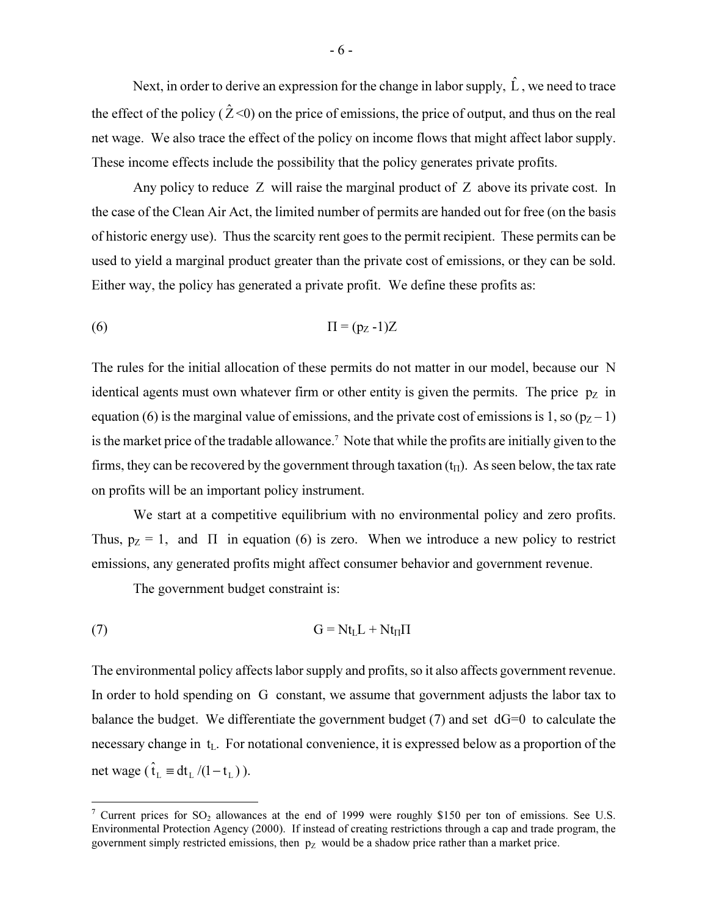Next, in order to derive an expression for the change in labor supply, $\hat{L}$, we need to trace the effect of the policy ($\hat{Z}$<0) on the price of emissions, the price of output, and thus on the real net wage. We also trace the effect of the policy on income flows that might affect labor supply. These income effects include the possibility that the policy generates private profits.

Any policy to reduce $Z$ will raise the marginal product of $Z$ above its private cost. In the case of the Clean Air Act, the limited number of permits are handed out for free (on the basis of historic energy use). Thus the scarcity rent goes to the permit recipient. These permits can be used to yield a marginal product greater than the private cost of emissions, or they can be sold. Either way, the policy has generated a private profit. We define these profits as:

$$\Pi = (p_Z - 1)Z \tag{6}$$

The rules for the initial allocation of these permits do not matter in our model, because our $N$ identical agents must own whatever firm or other entity is given the permits. The price $p_Z$ in equation (6) is the marginal value of emissions, and the private cost of emissions is 1, so $(p_Z - 1)$ is the market price of the tradable allowance.[7] Note that while the profits are initially given to the firms, they can be recovered by the government through taxation ($t_\Pi$). As seen below, the tax rate on profits will be an important policy instrument.

We start at a competitive equilibrium with no environmental policy and zero profits. Thus, $p_Z = 1$, and $\Pi$ in equation (6) is zero. When we introduce a new policy to restrict emissions, any generated profits might affect consumer behavior and government revenue.

The government budget constraint is:

$$G = Nt_L L + Nt_\Pi \Pi \tag{7}$$

The environmental policy affects labor supply and profits, so it also affects government revenue. In order to hold spending on $G$ constant, we assume that government adjusts the labor tax to balance the budget. We differentiate the government budget (7) and set $dG=0$ to calculate the necessary change in $t_L$. For notational convenience, it is expressed below as a proportion of the net wage ($\hat{t}_L \equiv dt_L/(1-t_L)$).

[7] Current prices for $SO_2$ allowances at the end of 1999 were roughly \$150 per ton of emissions. See U.S. Environmental Protection Agency (2000). If instead of creating restrictions through a cap and trade program, the government simply restricted emissions, then $p_Z$ would be a shadow price rather than a market price.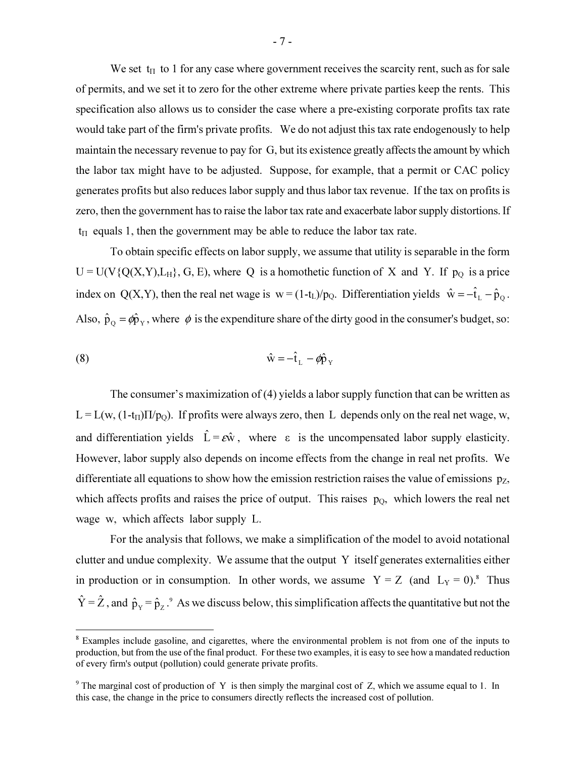We set $t_\Pi$ to 1 for any case where government receives the scarcity rent, such as for sale of permits, and we set it to zero for the other extreme where private parties keep the rents. This specification also allows us to consider the case where a pre-existing corporate profits tax rate would take part of the firm's private profits. We do not adjust this tax rate endogenously to help maintain the necessary revenue to pay for G, but its existence greatly affects the amount by which the labor tax might have to be adjusted. Suppose, for example, that a permit or CAC policy generates profits but also reduces labor supply and thus labor tax revenue. If the tax on profits is zero, then the government has to raise the labor tax rate and exacerbate labor supply distortions. If $t_\Pi$ equals 1, then the government may be able to reduce the labor tax rate.

To obtain specific effects on labor supply, we assume that utility is separable in the form $U = U(V\{Q(X,Y),L_H\}, G, E)$, where Q is a homothetic function of X and Y. If $p_Q$ is a price index on $Q(X,Y)$, then the real net wage is $w = (1-t_L)/p_Q$. Differentiation yields $\hat{w} = -\hat{t}_L - \hat{p}_Q$. Also, $\hat{p}_Q = \phi\hat{p}_Y$, where $\phi$ is the expenditure share of the dirty good in the consumer's budget, so:

$$\hat{w} = -\hat{t}_L - \phi\hat{p}_Y \tag{8}$$

The consumer's maximization of (4) yields a labor supply function that can be written as $L = L(w, (1-t_\Pi)\Pi/p_Q)$. If profits were always zero, then L depends only on the real net wage, w, and differentiation yields $\hat{L} = \varepsilon\hat{w}$, where $\varepsilon$ is the uncompensated labor supply elasticity. However, labor supply also depends on income effects from the change in real net profits. We differentiate all equations to show how the emission restriction raises the value of emissions $p_Z$, which affects profits and raises the price of output. This raises $p_Q$, which lowers the real net wage w, which affects labor supply L.

For the analysis that follows, we make a simplification of the model to avoid notational clutter and undue complexity. We assume that the output Y itself generates externalities either in production or in consumption. In other words, we assume $Y = Z$ (and $L_Y = 0$).[8] Thus $\hat{Y} = \hat{Z}$, and $\hat{p}_Y = \hat{p}_Z$.[9] As we discuss below, this simplification affects the quantitative but not the

[8] Examples include gasoline, and cigarettes, where the environmental problem is not from one of the inputs to production, but from the use of the final product. For these two examples, it is easy to see how a mandated reduction of every firm's output (pollution) could generate private profits.

[9] The marginal cost of production of Y is then simply the marginal cost of Z, which we assume equal to 1. In this case, the change in the price to consumers directly reflects the increased cost of pollution.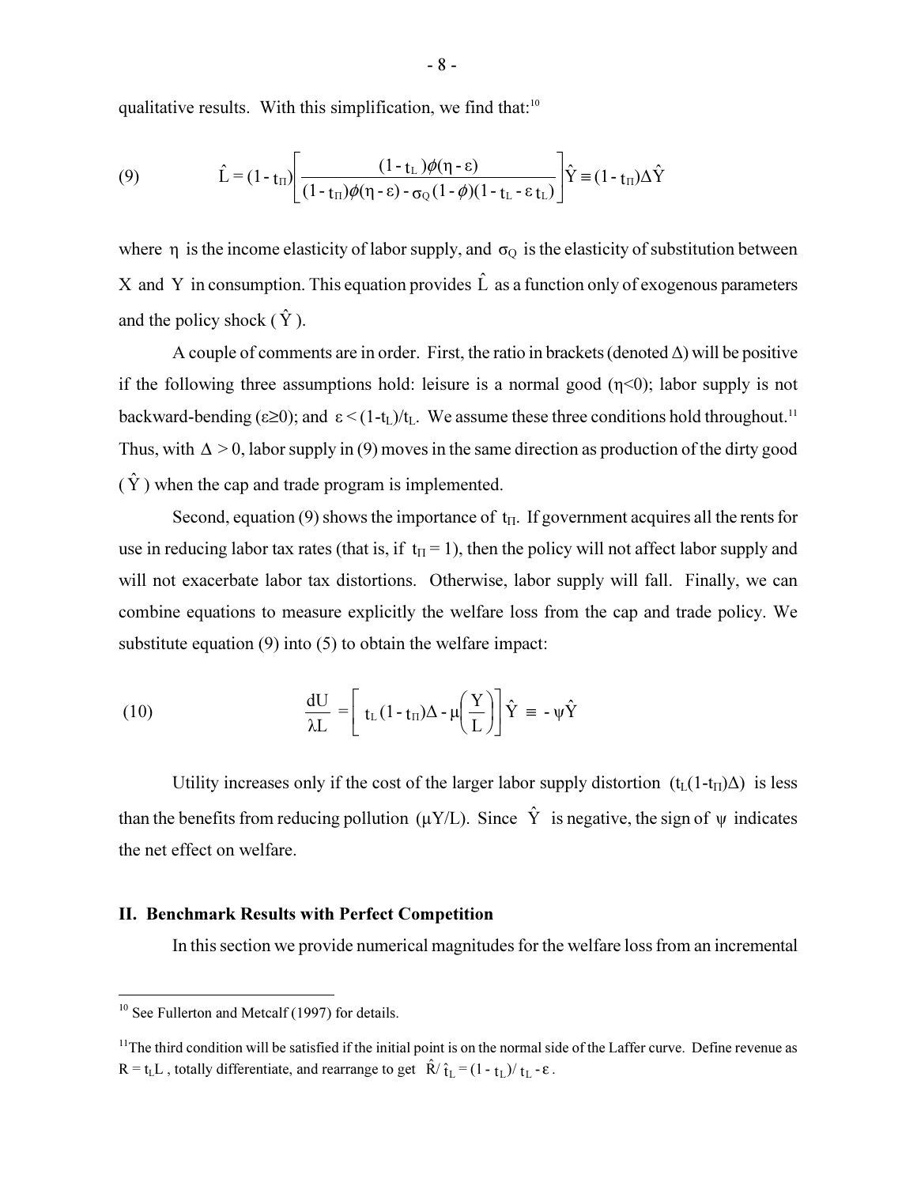qualitative results. With this simplification, we find that:[10]

$$\hat{L} = (1 - t_\Pi)\left[\frac{(1 - t_L)\phi(\eta - \varepsilon)}{(1 - t_\Pi)\phi(\eta - \varepsilon) - \sigma_Q(1 - \phi)(1 - t_L - \varepsilon\, t_L)}\right]\hat{Y} \equiv (1 - t_\Pi)\Delta\hat{Y} \tag{9}$$

where $\eta$ is the income elasticity of labor supply, and $\sigma_Q$ is the elasticity of substitution between X and Y in consumption. This equation provides $\hat{L}$ as a function only of exogenous parameters and the policy shock ($\hat{Y}$).

A couple of comments are in order. First, the ratio in brackets (denoted $\Delta$) will be positive if the following three assumptions hold: leisure is a normal good ($\eta<0$); labor supply is not backward-bending ($\varepsilon\geq 0$); and $\varepsilon < (1-t_L)/t_L$. We assume these three conditions hold throughout.[11] Thus, with $\Delta > 0$, labor supply in (9) moves in the same direction as production of the dirty good ($\hat{Y}$) when the cap and trade program is implemented.

Second, equation (9) shows the importance of $t_\Pi$. If government acquires all the rents for use in reducing labor tax rates (that is, if $t_\Pi = 1$), then the policy will not affect labor supply and will not exacerbate labor tax distortions. Otherwise, labor supply will fall. Finally, we can combine equations to measure explicitly the welfare loss from the cap and trade policy. We substitute equation (9) into (5) to obtain the welfare impact:

$$\frac{dU}{\lambda L} = \left[\, t_L(1 - t_\Pi)\Delta - \mu\left(\frac{Y}{L}\right)\right]\hat{Y} \;\equiv\; -\psi\hat{Y} \tag{10}$$

Utility increases only if the cost of the larger labor supply distortion ($t_L(1-t_\Pi)\Delta$) is less than the benefits from reducing pollution ($\mu Y/L$). Since $\hat{Y}$ is negative, the sign of $\psi$ indicates the net effect on welfare.

## II. Benchmark Results with Perfect Competition

In this section we provide numerical magnitudes for the welfare loss from an incremental

---

[10] See Fullerton and Metcalf (1997) for details.

[11] The third condition will be satisfied if the initial point is on the normal side of the Laffer curve. Define revenue as $R = t_L L$, totally differentiate, and rearrange to get $\hat{R}/\hat{t}_L = (1 - t_L)/t_L - \varepsilon$.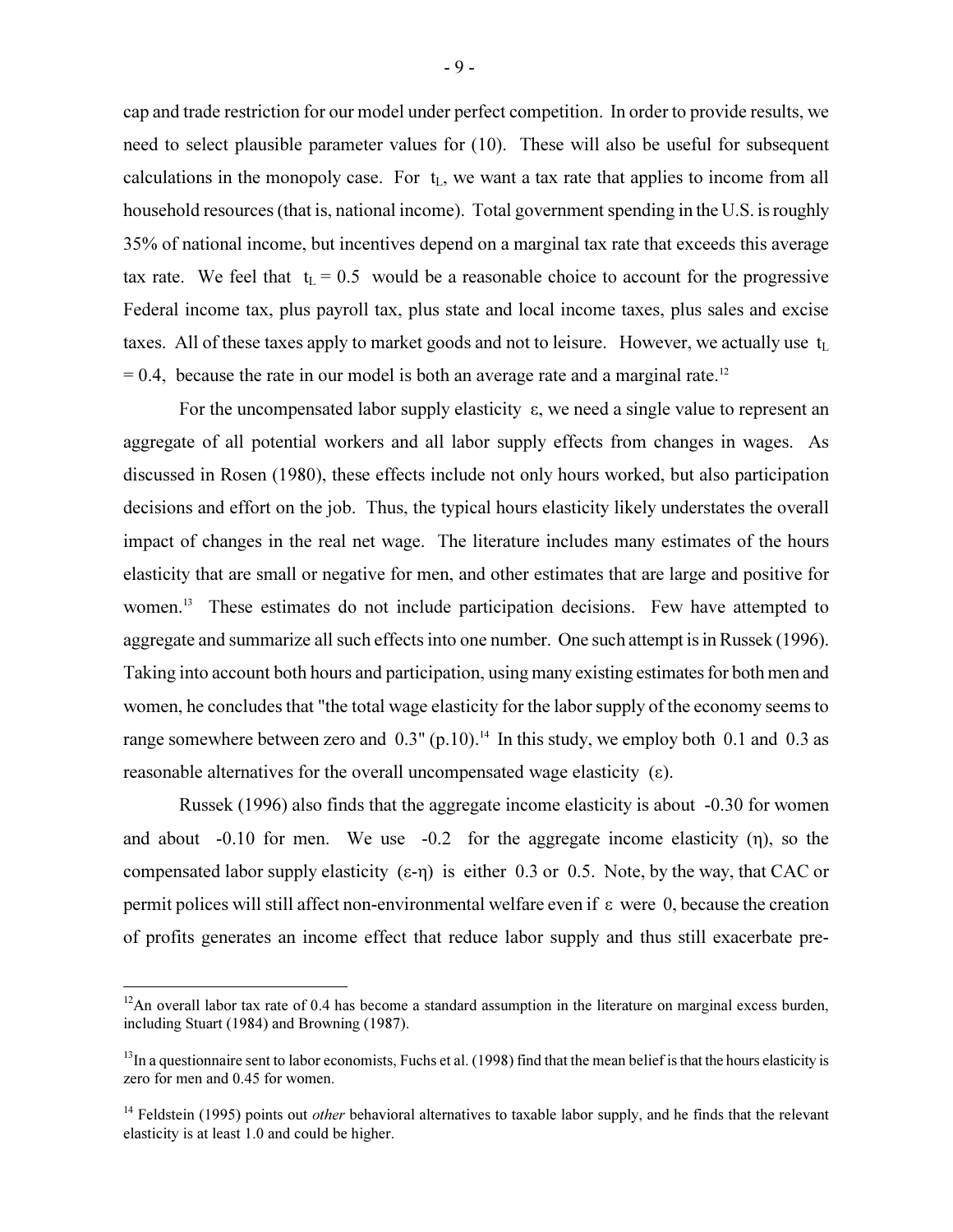cap and trade restriction for our model under perfect competition. In order to provide results, we need to select plausible parameter values for (10). These will also be useful for subsequent calculations in the monopoly case. For $t_L$, we want a tax rate that applies to income from all household resources (that is, national income). Total government spending in the U.S. is roughly 35% of national income, but incentives depend on a marginal tax rate that exceeds this average tax rate. We feel that $t_L = 0.5$ would be a reasonable choice to account for the progressive Federal income tax, plus payroll tax, plus state and local income taxes, plus sales and excise taxes. All of these taxes apply to market goods and not to leisure. However, we actually use $t_L = 0.4$, because the rate in our model is both an average rate and a marginal rate.[12]

For the uncompensated labor supply elasticity $\varepsilon$, we need a single value to represent an aggregate of all potential workers and all labor supply effects from changes in wages. As discussed in Rosen (1980), these effects include not only hours worked, but also participation decisions and effort on the job. Thus, the typical hours elasticity likely understates the overall impact of changes in the real net wage. The literature includes many estimates of the hours elasticity that are small or negative for men, and other estimates that are large and positive for women.[13] These estimates do not include participation decisions. Few have attempted to aggregate and summarize all such effects into one number. One such attempt is in Russek (1996). Taking into account both hours and participation, using many existing estimates for both men and women, he concludes that "the total wage elasticity for the labor supply of the economy seems to range somewhere between zero and 0.3" (p.10).[14] In this study, we employ both 0.1 and 0.3 as reasonable alternatives for the overall uncompensated wage elasticity ($\varepsilon$).

Russek (1996) also finds that the aggregate income elasticity is about -0.30 for women and about -0.10 for men. We use -0.2 for the aggregate income elasticity ($\eta$), so the compensated labor supply elasticity ($\varepsilon$-$\eta$) is either 0.3 or 0.5. Note, by the way, that CAC or permit polices will still affect non-environmental welfare even if $\varepsilon$ were 0, because the creation of profits generates an income effect that reduce labor supply and thus still exacerbate pre-

[12] An overall labor tax rate of 0.4 has become a standard assumption in the literature on marginal excess burden, including Stuart (1984) and Browning (1987).

[13] In a questionnaire sent to labor economists, Fuchs et al. (1998) find that the mean belief is that the hours elasticity is zero for men and 0.45 for women.

[14] Feldstein (1995) points out *other* behavioral alternatives to taxable labor supply, and he finds that the relevant elasticity is at least 1.0 and could be higher.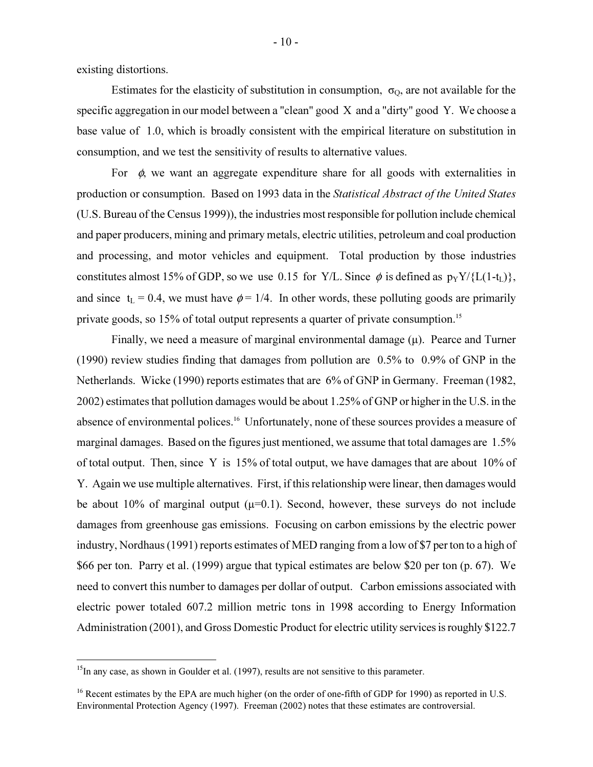existing distortions.

Estimates for the elasticity of substitution in consumption, $\sigma_Q$, are not available for the specific aggregation in our model between a "clean" good X and a "dirty" good Y. We choose a base value of 1.0, which is broadly consistent with the empirical literature on substitution in consumption, and we test the sensitivity of results to alternative values.

For $\phi$, we want an aggregate expenditure share for all goods with externalities in production or consumption. Based on 1993 data in the *Statistical Abstract of the United States* (U.S. Bureau of the Census 1999)), the industries most responsible for pollution include chemical and paper producers, mining and primary metals, electric utilities, petroleum and coal production and processing, and motor vehicles and equipment. Total production by those industries constitutes almost 15% of GDP, so we use 0.15 for Y/L. Since $\phi$ is defined as $p_Y Y/\{L(1-t_L)\}$, and since $t_L = 0.4$, we must have $\phi = 1/4$. In other words, these polluting goods are primarily private goods, so 15% of total output represents a quarter of private consumption.[15]

Finally, we need a measure of marginal environmental damage ($\mu$). Pearce and Turner (1990) review studies finding that damages from pollution are 0.5% to 0.9% of GNP in the Netherlands. Wicke (1990) reports estimates that are 6% of GNP in Germany. Freeman (1982, 2002) estimates that pollution damages would be about 1.25% of GNP or higher in the U.S. in the absence of environmental polices.[16] Unfortunately, none of these sources provides a measure of marginal damages. Based on the figures just mentioned, we assume that total damages are 1.5% of total output. Then, since Y is 15% of total output, we have damages that are about 10% of Y. Again we use multiple alternatives. First, if this relationship were linear, then damages would be about 10% of marginal output ($\mu$=0.1). Second, however, these surveys do not include damages from greenhouse gas emissions. Focusing on carbon emissions by the electric power industry, Nordhaus (1991) reports estimates of MED ranging from a low of $7 per ton to a high of $66 per ton. Parry et al. (1999) argue that typical estimates are below $20 per ton (p. 67). We need to convert this number to damages per dollar of output. Carbon emissions associated with electric power totaled 607.2 million metric tons in 1998 according to Energy Information Administration (2001), and Gross Domestic Product for electric utility services is roughly $122.7

---

[15] In any case, as shown in Goulder et al. (1997), results are not sensitive to this parameter.

[16] Recent estimates by the EPA are much higher (on the order of one-fifth of GDP for 1990) as reported in U.S. Environmental Protection Agency (1997). Freeman (2002) notes that these estimates are controversial.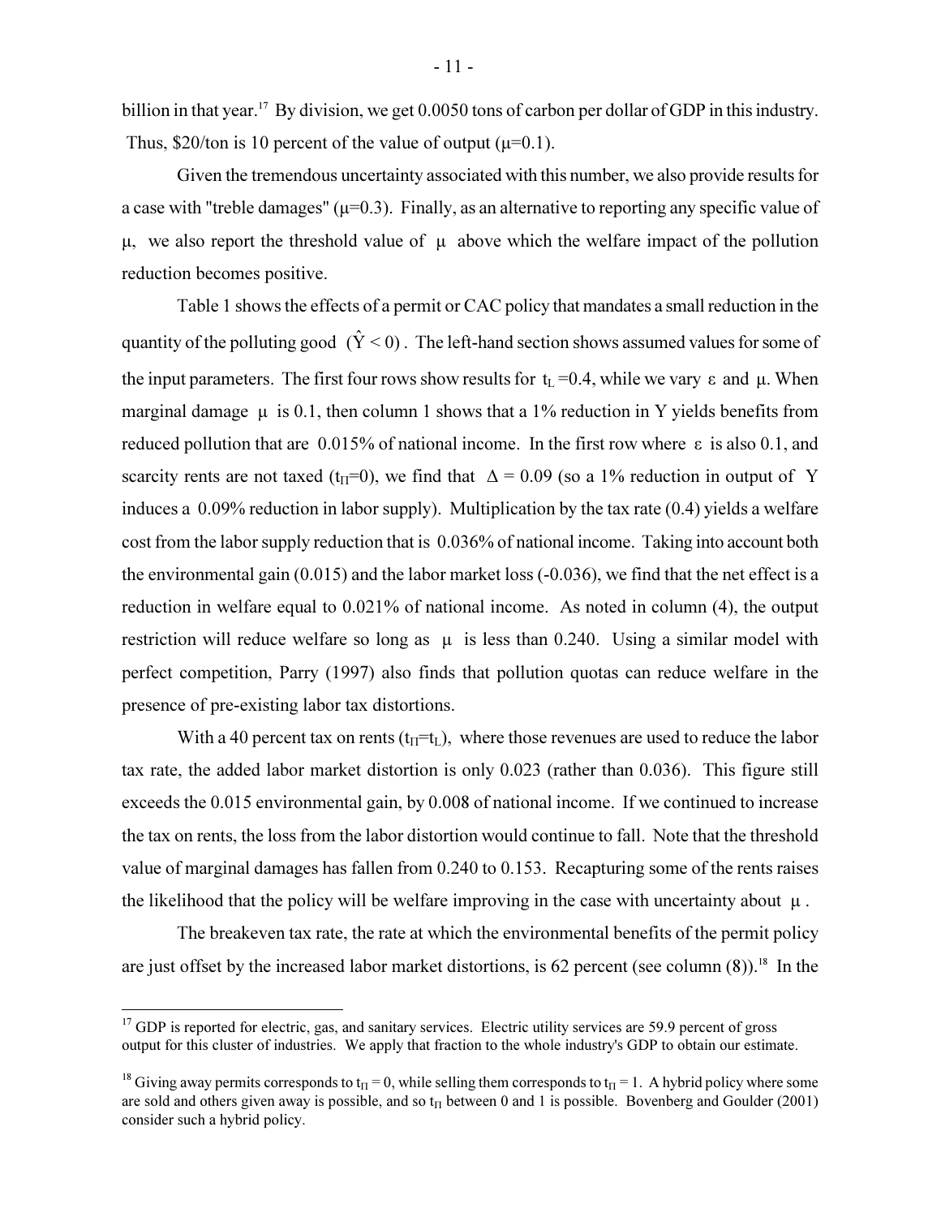billion in that year.[17] By division, we get 0.0050 tons of carbon per dollar of GDP in this industry. Thus, \$20/ton is 10 percent of the value of output ($\mu$=0.1).

Given the tremendous uncertainty associated with this number, we also provide results for a case with "treble damages" ($\mu$=0.3). Finally, as an alternative to reporting any specific value of $\mu$, we also report the threshold value of $\mu$ above which the welfare impact of the pollution reduction becomes positive.

Table 1 shows the effects of a permit or CAC policy that mandates a small reduction in the quantity of the polluting good $(\hat{Y} < 0)$. The left-hand section shows assumed values for some of the input parameters. The first four rows show results for $t_L$ =0.4, while we vary $\varepsilon$ and $\mu$. When marginal damage $\mu$ is 0.1, then column 1 shows that a 1% reduction in Y yields benefits from reduced pollution that are 0.015% of national income. In the first row where $\varepsilon$ is also 0.1, and scarcity rents are not taxed ($t_\Pi$=0), we find that $\Delta$ = 0.09 (so a 1% reduction in output of Y induces a 0.09% reduction in labor supply). Multiplication by the tax rate (0.4) yields a welfare cost from the labor supply reduction that is 0.036% of national income. Taking into account both the environmental gain (0.015) and the labor market loss (-0.036), we find that the net effect is a reduction in welfare equal to 0.021% of national income. As noted in column (4), the output restriction will reduce welfare so long as $\mu$ is less than 0.240. Using a similar model with perfect competition, Parry (1997) also finds that pollution quotas can reduce welfare in the presence of pre-existing labor tax distortions.

With a 40 percent tax on rents ($t_\Pi$=$t_L$), where those revenues are used to reduce the labor tax rate, the added labor market distortion is only 0.023 (rather than 0.036). This figure still exceeds the 0.015 environmental gain, by 0.008 of national income. If we continued to increase the tax on rents, the loss from the labor distortion would continue to fall. Note that the threshold value of marginal damages has fallen from 0.240 to 0.153. Recapturing some of the rents raises the likelihood that the policy will be welfare improving in the case with uncertainty about $\mu$.

The breakeven tax rate, the rate at which the environmental benefits of the permit policy are just offset by the increased labor market distortions, is 62 percent (see column (8)).[18] In the

[17] GDP is reported for electric, gas, and sanitary services. Electric utility services are 59.9 percent of gross output for this cluster of industries. We apply that fraction to the whole industry's GDP to obtain our estimate.

[18] Giving away permits corresponds to $t_\Pi$ = 0, while selling them corresponds to $t_\Pi$ = 1. A hybrid policy where some are sold and others given away is possible, and so $t_\Pi$ between 0 and 1 is possible. Bovenberg and Goulder (2001) consider such a hybrid policy.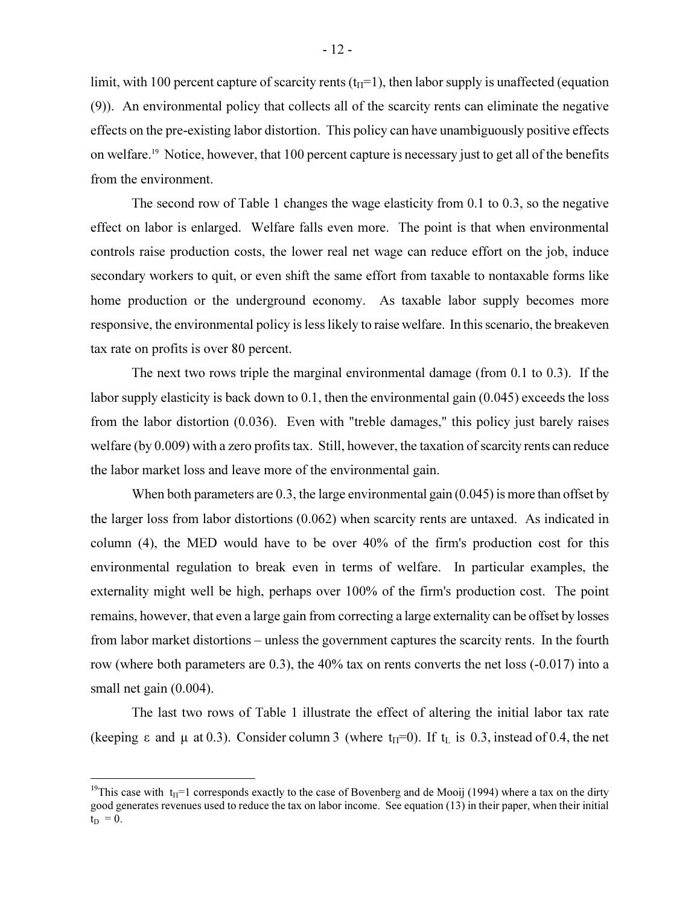limit, with 100 percent capture of scarcity rents ($t_\Pi$=1), then labor supply is unaffected (equation (9)). An environmental policy that collects all of the scarcity rents can eliminate the negative effects on the pre-existing labor distortion. This policy can have unambiguously positive effects on welfare.[19] Notice, however, that 100 percent capture is necessary just to get all of the benefits from the environment.

The second row of Table 1 changes the wage elasticity from 0.1 to 0.3, so the negative effect on labor is enlarged. Welfare falls even more. The point is that when environmental controls raise production costs, the lower real net wage can reduce effort on the job, induce secondary workers to quit, or even shift the same effort from taxable to nontaxable forms like home production or the underground economy. As taxable labor supply becomes more responsive, the environmental policy is less likely to raise welfare. In this scenario, the breakeven tax rate on profits is over 80 percent.

The next two rows triple the marginal environmental damage (from 0.1 to 0.3). If the labor supply elasticity is back down to 0.1, then the environmental gain (0.045) exceeds the loss from the labor distortion (0.036). Even with "treble damages," this policy just barely raises welfare (by 0.009) with a zero profits tax. Still, however, the taxation of scarcity rents can reduce the labor market loss and leave more of the environmental gain.

When both parameters are 0.3, the large environmental gain (0.045) is more than offset by the larger loss from labor distortions (0.062) when scarcity rents are untaxed. As indicated in column (4), the MED would have to be over 40% of the firm's production cost for this environmental regulation to break even in terms of welfare. In particular examples, the externality might well be high, perhaps over 100% of the firm's production cost. The point remains, however, that even a large gain from correcting a large externality can be offset by losses from labor market distortions – unless the government captures the scarcity rents. In the fourth row (where both parameters are 0.3), the 40% tax on rents converts the net loss (-0.017) into a small net gain (0.004).

The last two rows of Table 1 illustrate the effect of altering the initial labor tax rate (keeping $\varepsilon$ and $\mu$ at 0.3). Consider column 3 (where $t_\Pi$=0). If $t_L$ is 0.3, instead of 0.4, the net

[19]This case with $t_\Pi$=1 corresponds exactly to the case of Bovenberg and de Mooij (1994) where a tax on the dirty good generates revenues used to reduce the tax on labor income. See equation (13) in their paper, when their initial $t_D$ = 0.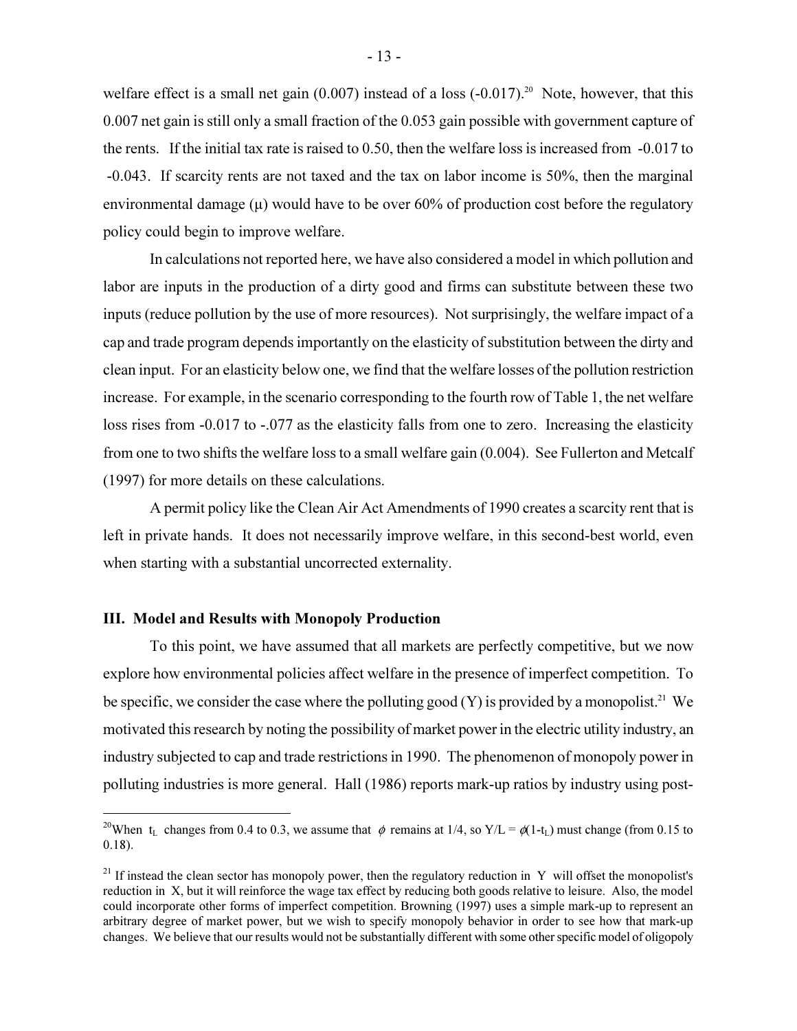welfare effect is a small net gain (0.007) instead of a loss (-0.017).[20] Note, however, that this 0.007 net gain is still only a small fraction of the 0.053 gain possible with government capture of the rents. If the initial tax rate is raised to 0.50, then the welfare loss is increased from -0.017 to -0.043. If scarcity rents are not taxed and the tax on labor income is 50%, then the marginal environmental damage ($\mu$) would have to be over 60% of production cost before the regulatory policy could begin to improve welfare.

In calculations not reported here, we have also considered a model in which pollution and labor are inputs in the production of a dirty good and firms can substitute between these two inputs (reduce pollution by the use of more resources). Not surprisingly, the welfare impact of a cap and trade program depends importantly on the elasticity of substitution between the dirty and clean input. For an elasticity below one, we find that the welfare losses of the pollution restriction increase. For example, in the scenario corresponding to the fourth row of Table 1, the net welfare loss rises from -0.017 to -.077 as the elasticity falls from one to zero. Increasing the elasticity from one to two shifts the welfare loss to a small welfare gain (0.004). See Fullerton and Metcalf (1997) for more details on these calculations.

A permit policy like the Clean Air Act Amendments of 1990 creates a scarcity rent that is left in private hands. It does not necessarily improve welfare, in this second-best world, even when starting with a substantial uncorrected externality.

### III. Model and Results with Monopoly Production

To this point, we have assumed that all markets are perfectly competitive, but we now explore how environmental policies affect welfare in the presence of imperfect competition. To be specific, we consider the case where the polluting good (Y) is provided by a monopolist.[21] We motivated this research by noting the possibility of market power in the electric utility industry, an industry subjected to cap and trade restrictions in 1990. The phenomenon of monopoly power in polluting industries is more general. Hall (1986) reports mark-up ratios by industry using post-

[20] When $t_L$ changes from 0.4 to 0.3, we assume that $\phi$ remains at 1/4, so $Y/L = \phi(1-t_L)$ must change (from 0.15 to 0.18).

[21] If instead the clean sector has monopoly power, then the regulatory reduction in Y will offset the monopolist's reduction in X, but it will reinforce the wage tax effect by reducing both goods relative to leisure. Also, the model could incorporate other forms of imperfect competition. Browning (1997) uses a simple mark-up to represent an arbitrary degree of market power, but we wish to specify monopoly behavior in order to see how that mark-up changes. We believe that our results would not be substantially different with some other specific model of oligopoly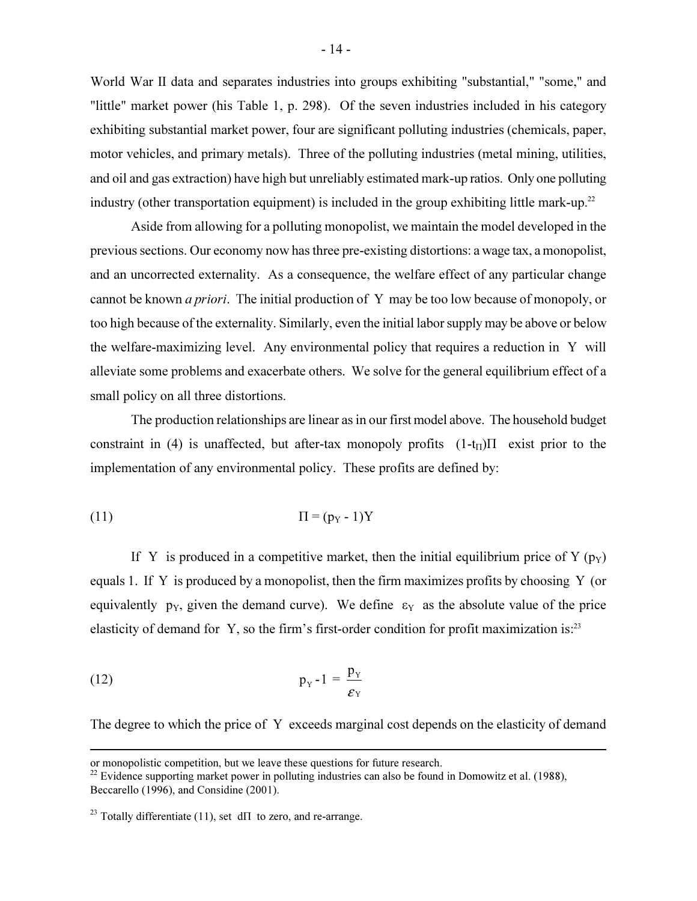World War II data and separates industries into groups exhibiting "substantial," "some," and "little" market power (his Table 1, p. 298). Of the seven industries included in his category exhibiting substantial market power, four are significant polluting industries (chemicals, paper, motor vehicles, and primary metals). Three of the polluting industries (metal mining, utilities, and oil and gas extraction) have high but unreliably estimated mark-up ratios. Only one polluting industry (other transportation equipment) is included in the group exhibiting little mark-up.[22]

Aside from allowing for a polluting monopolist, we maintain the model developed in the previous sections. Our economy now has three pre-existing distortions: a wage tax, a monopolist, and an uncorrected externality. As a consequence, the welfare effect of any particular change cannot be known *a priori*. The initial production of $Y$ may be too low because of monopoly, or too high because of the externality. Similarly, even the initial labor supply may be above or below the welfare-maximizing level. Any environmental policy that requires a reduction in $Y$ will alleviate some problems and exacerbate others. We solve for the general equilibrium effect of a small policy on all three distortions.

The production relationships are linear as in our first model above. The household budget constraint in (4) is unaffected, but after-tax monopoly profits $(1-t_{\Pi})\Pi$ exist prior to the implementation of any environmental policy. These profits are defined by:

$$\Pi = (p_Y - 1)Y \tag{11}$$

If $Y$ is produced in a competitive market, then the initial equilibrium price of $Y$ ($p_Y$) equals 1. If $Y$ is produced by a monopolist, then the firm maximizes profits by choosing $Y$ (or equivalently $p_Y$, given the demand curve). We define $\varepsilon_Y$ as the absolute value of the price elasticity of demand for $Y$, so the firm's first-order condition for profit maximization is:[23]

$$p_Y - 1 = \frac{p_Y}{\varepsilon_Y} \tag{12}$$

The degree to which the price of $Y$ exceeds marginal cost depends on the elasticity of demand

---

or monopolistic competition, but we leave these questions for future research.

[22] Evidence supporting market power in polluting industries can also be found in Domowitz et al. (1988), Beccarello (1996), and Considine (2001).

[23] Totally differentiate (11), set $d\Pi$ to zero, and re-arrange.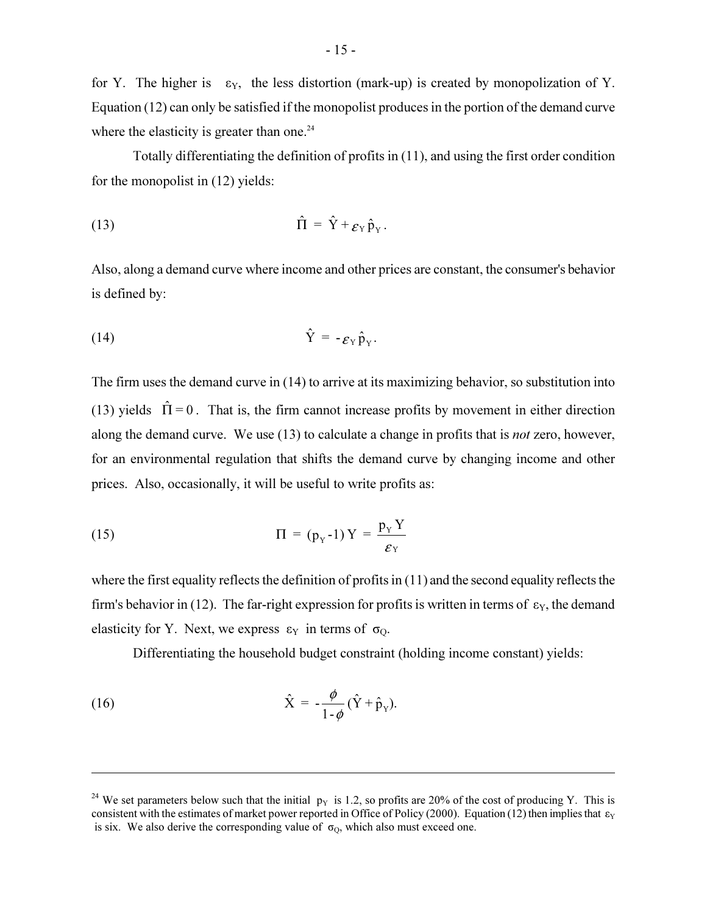for Y. The higher is $\varepsilon_Y$, the less distortion (mark-up) is created by monopolization of Y. Equation (12) can only be satisfied if the monopolist produces in the portion of the demand curve where the elasticity is greater than one.[24]

Totally differentiating the definition of profits in (11), and using the first order condition for the monopolist in (12) yields:

$$\hat{\Pi} = \hat{Y} + \varepsilon_Y \hat{p}_Y . \tag{13}$$

Also, along a demand curve where income and other prices are constant, the consumer's behavior is defined by:

$$\hat{Y} = -\varepsilon_Y \hat{p}_Y . \tag{14}$$

The firm uses the demand curve in (14) to arrive at its maximizing behavior, so substitution into (13) yields $\hat{\Pi} = 0$. That is, the firm cannot increase profits by movement in either direction along the demand curve. We use (13) to calculate a change in profits that is *not* zero, however, for an environmental regulation that shifts the demand curve by changing income and other prices. Also, occasionally, it will be useful to write profits as:

$$\Pi = (p_Y - 1)\, Y = \frac{p_Y Y}{\varepsilon_Y} \tag{15}$$

where the first equality reflects the definition of profits in (11) and the second equality reflects the firm's behavior in (12). The far-right expression for profits is written in terms of $\varepsilon_Y$, the demand elasticity for Y. Next, we express $\varepsilon_Y$ in terms of $\sigma_Q$.

Differentiating the household budget constraint (holding income constant) yields:

$$\hat{X} = -\frac{\phi}{1-\phi}(\hat{Y} + \hat{p}_Y). \tag{16}$$

---

[24] We set parameters below such that the initial $p_Y$ is 1.2, so profits are 20% of the cost of producing Y. This is consistent with the estimates of market power reported in Office of Policy (2000). Equation (12) then implies that $\varepsilon_Y$ is six. We also derive the corresponding value of $\sigma_Q$, which also must exceed one.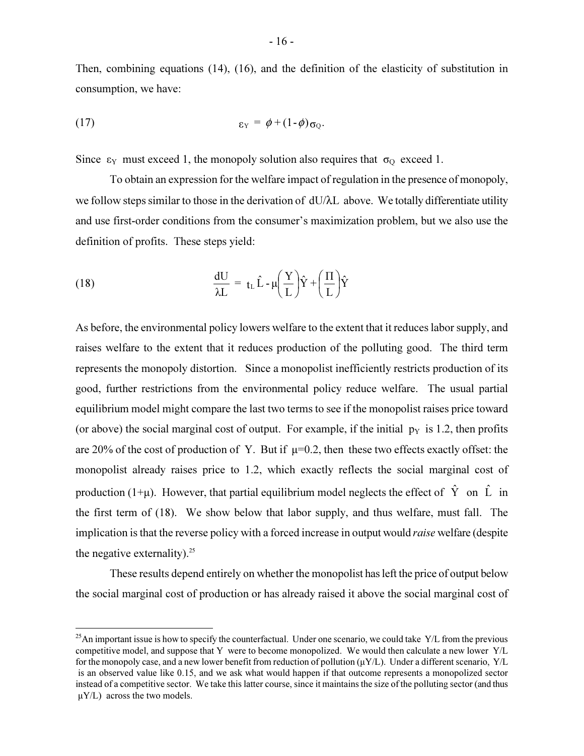Then, combining equations (14), (16), and the definition of the elasticity of substitution in consumption, we have:

$$\varepsilon_Y = \phi + (1-\phi)\sigma_Q. \tag{17}$$

Since $\varepsilon_Y$ must exceed 1, the monopoly solution also requires that $\sigma_Q$ exceed 1.

To obtain an expression for the welfare impact of regulation in the presence of monopoly, we follow steps similar to those in the derivation of $dU/\lambda L$ above. We totally differentiate utility and use first-order conditions from the consumer's maximization problem, but we also use the definition of profits. These steps yield:

$$\frac{dU}{\lambda L} = t_L \hat{L} - \mu\left(\frac{Y}{L}\right)\hat{Y} + \left(\frac{\Pi}{L}\right)\hat{Y} \tag{18}$$

As before, the environmental policy lowers welfare to the extent that it reduces labor supply, and raises welfare to the extent that it reduces production of the polluting good. The third term represents the monopoly distortion. Since a monopolist inefficiently restricts production of its good, further restrictions from the environmental policy reduce welfare. The usual partial equilibrium model might compare the last two terms to see if the monopolist raises price toward (or above) the social marginal cost of output. For example, if the initial $p_Y$ is 1.2, then profits are 20% of the cost of production of Y. But if $\mu$=0.2, then these two effects exactly offset: the monopolist already raises price to 1.2, which exactly reflects the social marginal cost of production (1+$\mu$). However, that partial equilibrium model neglects the effect of $\hat{Y}$ on $\hat{L}$ in the first term of (18). We show below that labor supply, and thus welfare, must fall. The implication is that the reverse policy with a forced increase in output would *raise* welfare (despite the negative externality).[25]

These results depend entirely on whether the monopolist has left the price of output below the social marginal cost of production or has already raised it above the social marginal cost of

[25] An important issue is how to specify the counterfactual. Under one scenario, we could take Y/L from the previous competitive model, and suppose that Y were to become monopolized. We would then calculate a new lower Y/L for the monopoly case, and a new lower benefit from reduction of pollution ($\mu$Y/L). Under a different scenario, Y/L is an observed value like 0.15, and we ask what would happen if that outcome represents a monopolized sector instead of a competitive sector. We take this latter course, since it maintains the size of the polluting sector (and thus $\mu$Y/L) across the two models.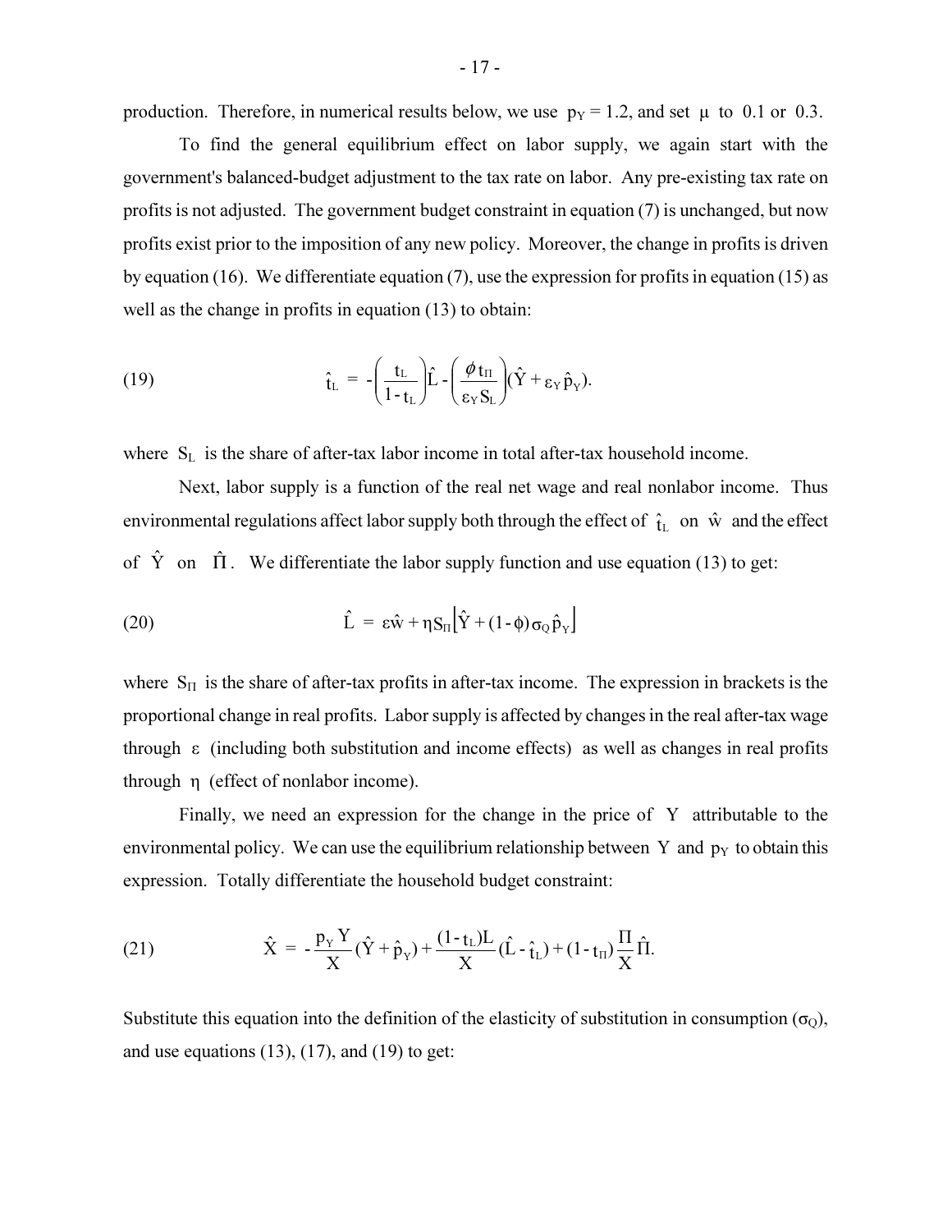production. Therefore, in numerical results below, we use $p_Y = 1.2$, and set $\mu$ to 0.1 or 0.3.

To find the general equilibrium effect on labor supply, we again start with the government's balanced-budget adjustment to the tax rate on labor. Any pre-existing tax rate on profits is not adjusted. The government budget constraint in equation (7) is unchanged, but now profits exist prior to the imposition of any new policy. Moreover, the change in profits is driven by equation (16). We differentiate equation (7), use the expression for profits in equation (15) as well as the change in profits in equation (13) to obtain:

$$\text{(19)} \qquad \hat{t}_L = -\left(\frac{t_L}{1-t_L}\right)\hat{L} - \left(\frac{\phi t_\Pi}{\varepsilon_Y S_L}\right)(\hat{Y} + \varepsilon_Y \hat{p}_Y).$$

where $S_L$ is the share of after-tax labor income in total after-tax household income.

Next, labor supply is a function of the real net wage and real nonlabor income. Thus environmental regulations affect labor supply both through the effect of $\hat{t}_L$ on $\hat{w}$ and the effect of $\hat{Y}$ on $\hat{\Pi}$. We differentiate the labor supply function and use equation (13) to get:

$$\text{(20)} \qquad \hat{L} = \varepsilon \hat{w} + \eta S_\Pi \left[\hat{Y} + (1-\phi)\sigma_Q \hat{p}_Y\right]$$

where $S_\Pi$ is the share of after-tax profits in after-tax income. The expression in brackets is the proportional change in real profits. Labor supply is affected by changes in the real after-tax wage through $\varepsilon$ (including both substitution and income effects) as well as changes in real profits through $\eta$ (effect of nonlabor income).

Finally, we need an expression for the change in the price of $Y$ attributable to the environmental policy. We can use the equilibrium relationship between $Y$ and $p_Y$ to obtain this expression. Totally differentiate the household budget constraint:

$$\text{(21)} \qquad \hat{X} = -\frac{p_Y Y}{X}(\hat{Y} + \hat{p}_Y) + \frac{(1-t_L)L}{X}(\hat{L} - \hat{t}_L) + (1-t_\Pi)\frac{\Pi}{X}\hat{\Pi}.$$

Substitute this equation into the definition of the elasticity of substitution in consumption ($\sigma_Q$), and use equations (13), (17), and (19) to get: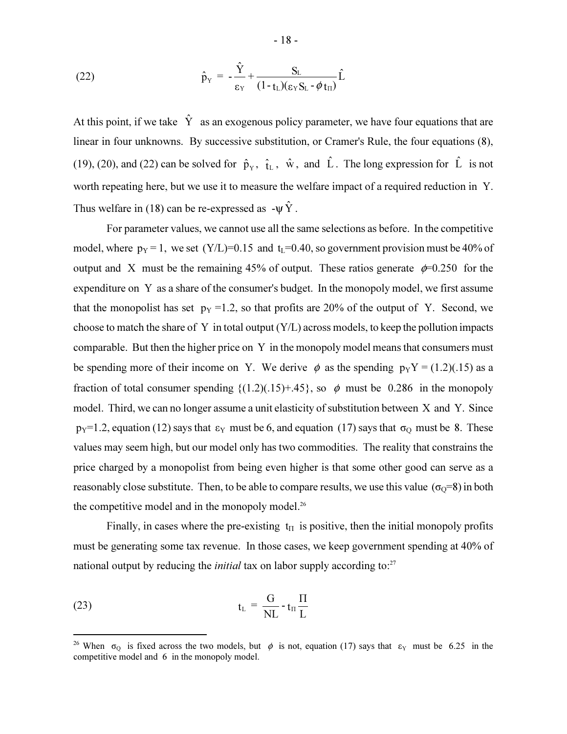$$\hat{p}_Y = -\frac{\hat{Y}}{\varepsilon_Y} + \frac{S_L}{(1-t_L)(\varepsilon_Y S_L - \phi t_\Pi)}\hat{L} \tag{22}$$

At this point, if we take $\hat{Y}$ as an exogenous policy parameter, we have four equations that are linear in four unknowns. By successive substitution, or Cramer's Rule, the four equations (8), (19), (20), and (22) can be solved for $\hat{p}_Y$, $\hat{t}_L$, $\hat{w}$, and $\hat{L}$. The long expression for $\hat{L}$ is not worth repeating here, but we use it to measure the welfare impact of a required reduction in Y. Thus welfare in (18) can be re-expressed as $-\psi\hat{Y}$.

For parameter values, we cannot use all the same selections as before. In the competitive model, where $p_Y = 1$, we set $(Y/L)=0.15$ and $t_L=0.40$, so government provision must be 40% of output and X must be the remaining 45% of output. These ratios generate $\phi=0.250$ for the expenditure on Y as a share of the consumer's budget. In the monopoly model, we first assume that the monopolist has set $p_Y=1.2$, so that profits are 20% of the output of Y. Second, we choose to match the share of Y in total output (Y/L) across models, to keep the pollution impacts comparable. But then the higher price on Y in the monopoly model means that consumers must be spending more of their income on Y. We derive $\phi$ as the spending $p_Y Y = (1.2)(.15)$ as a fraction of total consumer spending $\{(1.2)(.15)+.45\}$, so $\phi$ must be 0.286 in the monopoly model. Third, we can no longer assume a unit elasticity of substitution between X and Y. Since $p_Y=1.2$, equation (12) says that $\varepsilon_Y$ must be 6, and equation (17) says that $\sigma_Q$ must be 8. These values may seem high, but our model only has two commodities. The reality that constrains the price charged by a monopolist from being even higher is that some other good can serve as a reasonably close substitute. Then, to be able to compare results, we use this value ($\sigma_Q=8$) in both the competitive model and in the monopoly model.[26]

Finally, in cases where the pre-existing $t_\Pi$ is positive, then the initial monopoly profits must be generating some tax revenue. In those cases, we keep government spending at 40% of national output by reducing the *initial* tax on labor supply according to:[27]

$$t_L = \frac{G}{NL} - t_\Pi \frac{\Pi}{L} \tag{23}$$

[26] When $\sigma_Q$ is fixed across the two models, but $\phi$ is not, equation (17) says that $\varepsilon_Y$ must be 6.25 in the competitive model and 6 in the monopoly model.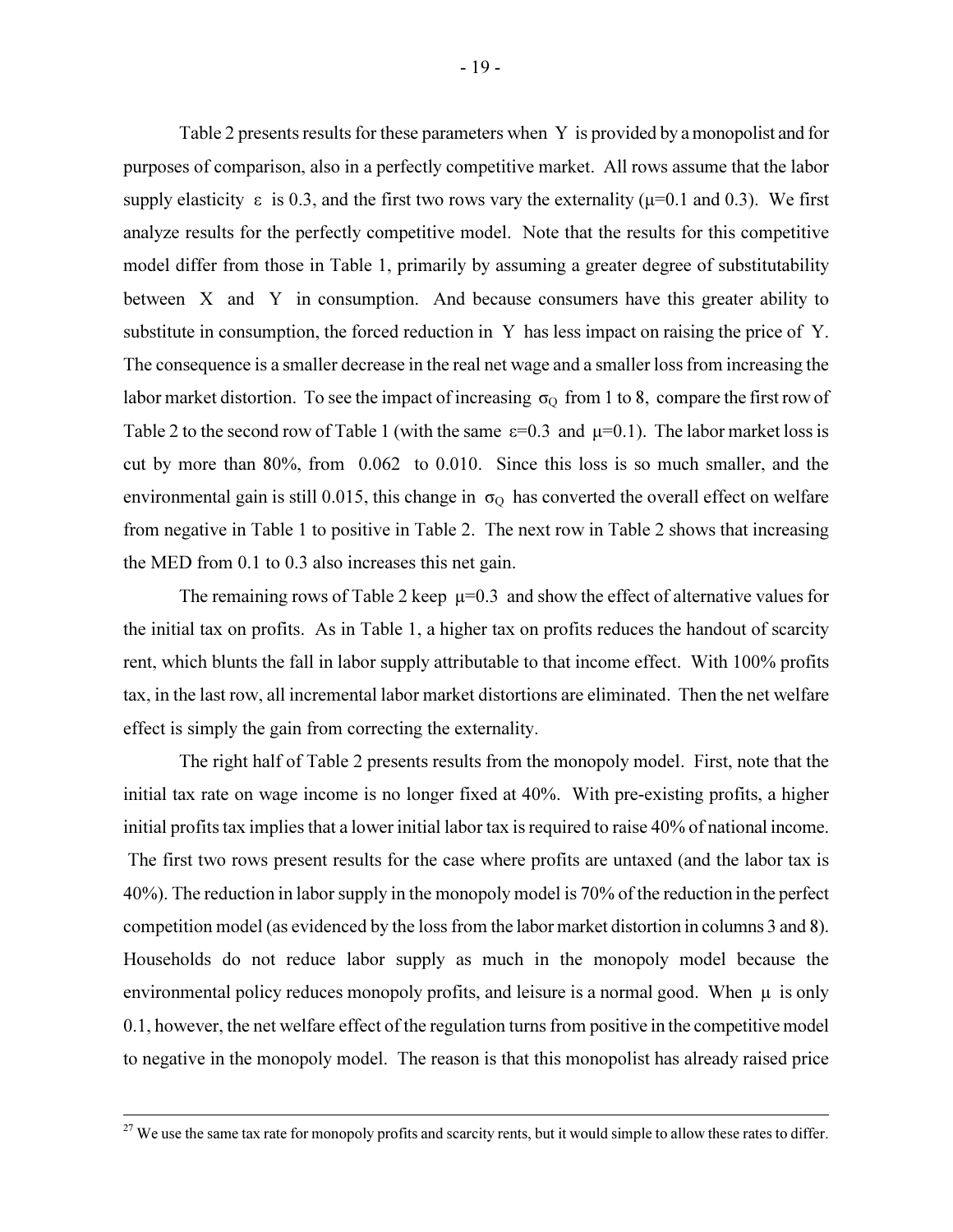Table 2 presents results for these parameters when Y is provided by a monopolist and for purposes of comparison, also in a perfectly competitive market. All rows assume that the labor supply elasticity $\varepsilon$ is 0.3, and the first two rows vary the externality ($\mu$=0.1 and 0.3). We first analyze results for the perfectly competitive model. Note that the results for this competitive model differ from those in Table 1, primarily by assuming a greater degree of substitutability between X and Y in consumption. And because consumers have this greater ability to substitute in consumption, the forced reduction in Y has less impact on raising the price of Y. The consequence is a smaller decrease in the real net wage and a smaller loss from increasing the labor market distortion. To see the impact of increasing $\sigma_Q$ from 1 to 8, compare the first row of Table 2 to the second row of Table 1 (with the same $\varepsilon$=0.3 and $\mu$=0.1). The labor market loss is cut by more than 80%, from 0.062 to 0.010. Since this loss is so much smaller, and the environmental gain is still 0.015, this change in $\sigma_Q$ has converted the overall effect on welfare from negative in Table 1 to positive in Table 2. The next row in Table 2 shows that increasing the MED from 0.1 to 0.3 also increases this net gain.

The remaining rows of Table 2 keep $\mu$=0.3 and show the effect of alternative values for the initial tax on profits. As in Table 1, a higher tax on profits reduces the handout of scarcity rent, which blunts the fall in labor supply attributable to that income effect. With 100% profits tax, in the last row, all incremental labor market distortions are eliminated. Then the net welfare effect is simply the gain from correcting the externality.

The right half of Table 2 presents results from the monopoly model. First, note that the initial tax rate on wage income is no longer fixed at 40%. With pre-existing profits, a higher initial profits tax implies that a lower initial labor tax is required to raise 40% of national income. The first two rows present results for the case where profits are untaxed (and the labor tax is 40%). The reduction in labor supply in the monopoly model is 70% of the reduction in the perfect competition model (as evidenced by the loss from the labor market distortion in columns 3 and 8). Households do not reduce labor supply as much in the monopoly model because the environmental policy reduces monopoly profits, and leisure is a normal good. When $\mu$ is only 0.1, however, the net welfare effect of the regulation turns from positive in the competitive model to negative in the monopoly model. The reason is that this monopolist has already raised price

[27] We use the same tax rate for monopoly profits and scarcity rents, but it would simple to allow these rates to differ.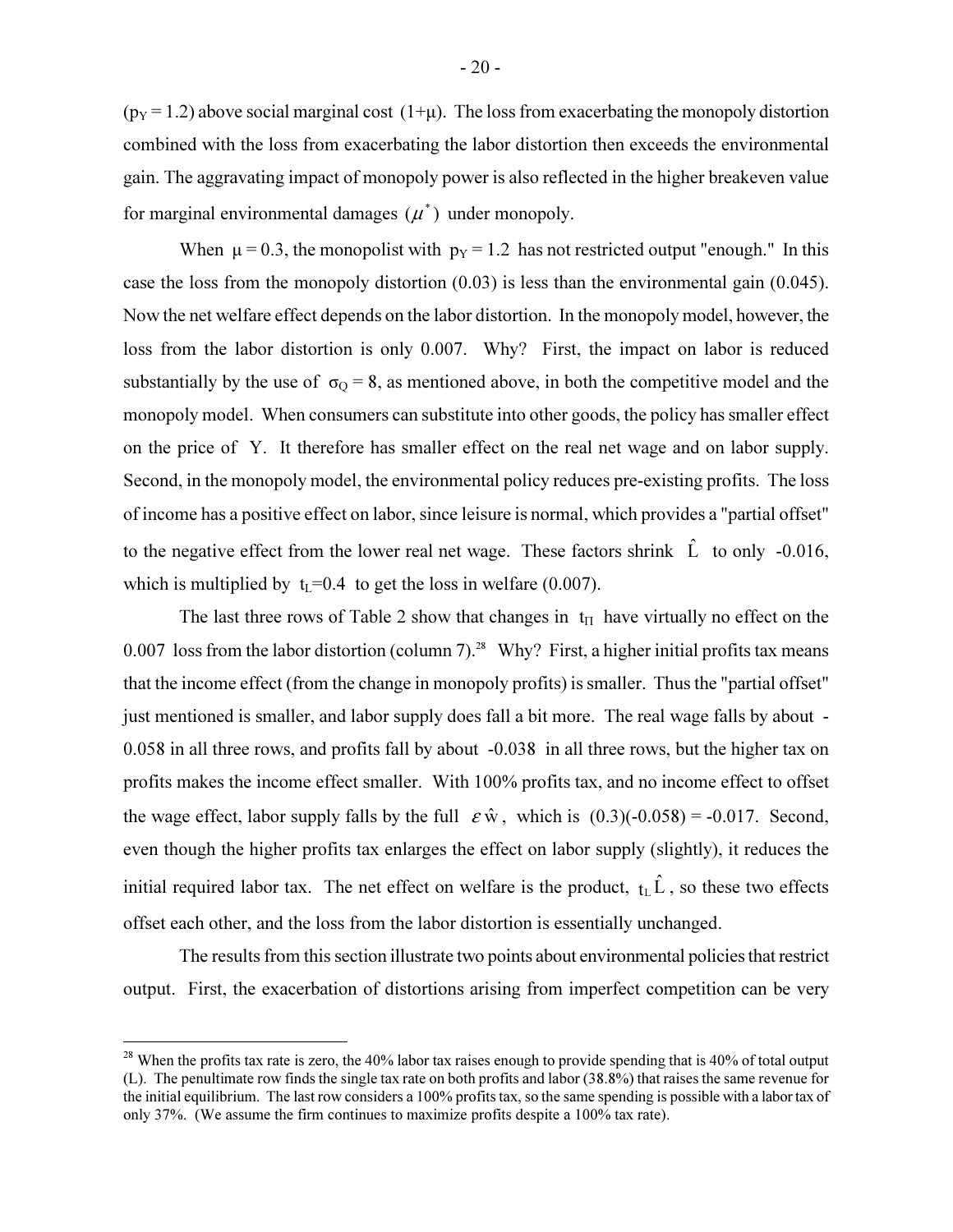($p_Y = 1.2$) above social marginal cost $(1+\mu)$. The loss from exacerbating the monopoly distortion combined with the loss from exacerbating the labor distortion then exceeds the environmental gain. The aggravating impact of monopoly power is also reflected in the higher breakeven value for marginal environmental damages $(\mu^*)$ under monopoly.

When $\mu = 0.3$, the monopolist with $p_Y = 1.2$ has not restricted output "enough." In this case the loss from the monopoly distortion (0.03) is less than the environmental gain (0.045). Now the net welfare effect depends on the labor distortion. In the monopoly model, however, the loss from the labor distortion is only 0.007. Why? First, the impact on labor is reduced substantially by the use of $\sigma_Q = 8$, as mentioned above, in both the competitive model and the monopoly model. When consumers can substitute into other goods, the policy has smaller effect on the price of Y. It therefore has smaller effect on the real net wage and on labor supply. Second, in the monopoly model, the environmental policy reduces pre-existing profits. The loss of income has a positive effect on labor, since leisure is normal, which provides a "partial offset" to the negative effect from the lower real net wage. These factors shrink $\hat{L}$ to only -0.016, which is multiplied by $t_L$=0.4 to get the loss in welfare (0.007).

The last three rows of Table 2 show that changes in $t_\Pi$ have virtually no effect on the 0.007 loss from the labor distortion (column 7).[28] Why? First, a higher initial profits tax means that the income effect (from the change in monopoly profits) is smaller. Thus the "partial offset" just mentioned is smaller, and labor supply does fall a bit more. The real wage falls by about -0.058 in all three rows, and profits fall by about -0.038 in all three rows, but the higher tax on profits makes the income effect smaller. With 100% profits tax, and no income effect to offset the wage effect, labor supply falls by the full $\varepsilon \hat{w}$, which is (0.3)(-0.058) = -0.017. Second, even though the higher profits tax enlarges the effect on labor supply (slightly), it reduces the initial required labor tax. The net effect on welfare is the product, $t_L \hat{L}$, so these two effects offset each other, and the loss from the labor distortion is essentially unchanged.

The results from this section illustrate two points about environmental policies that restrict output. First, the exacerbation of distortions arising from imperfect competition can be very

[28] When the profits tax rate is zero, the 40% labor tax raises enough to provide spending that is 40% of total output (L). The penultimate row finds the single tax rate on both profits and labor (38.8%) that raises the same revenue for the initial equilibrium. The last row considers a 100% profits tax, so the same spending is possible with a labor tax of only 37%. (We assume the firm continues to maximize profits despite a 100% tax rate).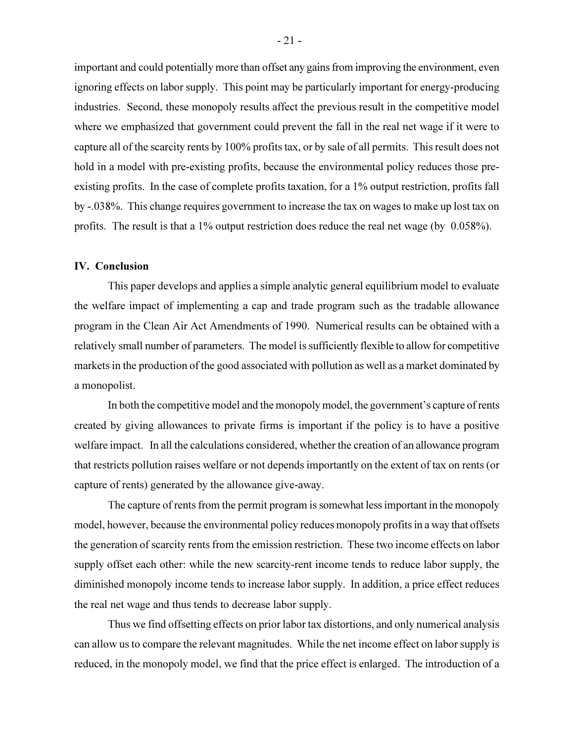important and could potentially more than offset any gains from improving the environment, even ignoring effects on labor supply. This point may be particularly important for energy-producing industries. Second, these monopoly results affect the previous result in the competitive model where we emphasized that government could prevent the fall in the real net wage if it were to capture all of the scarcity rents by 100% profits tax, or by sale of all permits. This result does not hold in a model with pre-existing profits, because the environmental policy reduces those pre-existing profits. In the case of complete profits taxation, for a 1% output restriction, profits fall by -.038%. This change requires government to increase the tax on wages to make up lost tax on profits. The result is that a 1% output restriction does reduce the real net wage (by 0.058%).

## IV. Conclusion

This paper develops and applies a simple analytic general equilibrium model to evaluate the welfare impact of implementing a cap and trade program such as the tradable allowance program in the Clean Air Act Amendments of 1990. Numerical results can be obtained with a relatively small number of parameters. The model is sufficiently flexible to allow for competitive markets in the production of the good associated with pollution as well as a market dominated by a monopolist.

In both the competitive model and the monopoly model, the government's capture of rents created by giving allowances to private firms is important if the policy is to have a positive welfare impact. In all the calculations considered, whether the creation of an allowance program that restricts pollution raises welfare or not depends importantly on the extent of tax on rents (or capture of rents) generated by the allowance give-away.

The capture of rents from the permit program is somewhat less important in the monopoly model, however, because the environmental policy reduces monopoly profits in a way that offsets the generation of scarcity rents from the emission restriction. These two income effects on labor supply offset each other: while the new scarcity-rent income tends to reduce labor supply, the diminished monopoly income tends to increase labor supply. In addition, a price effect reduces the real net wage and thus tends to decrease labor supply.

Thus we find offsetting effects on prior labor tax distortions, and only numerical analysis can allow us to compare the relevant magnitudes. While the net income effect on labor supply is reduced, in the monopoly model, we find that the price effect is enlarged. The introduction of a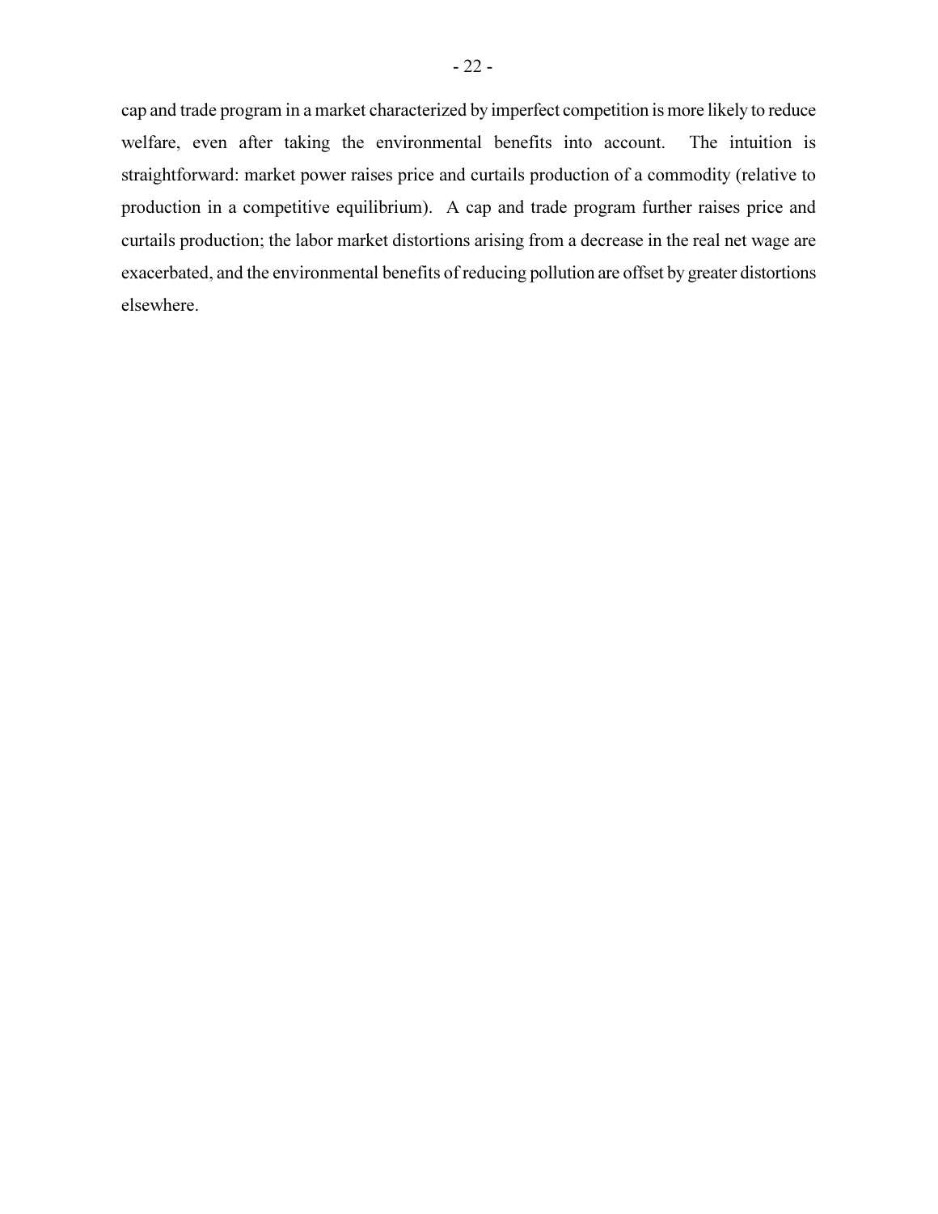cap and trade program in a market characterized by imperfect competition is more likely to reduce welfare, even after taking the environmental benefits into account. The intuition is straightforward: market power raises price and curtails production of a commodity (relative to production in a competitive equilibrium). A cap and trade program further raises price and curtails production; the labor market distortions arising from a decrease in the real net wage are exacerbated, and the environmental benefits of reducing pollution are offset by greater distortions elsewhere.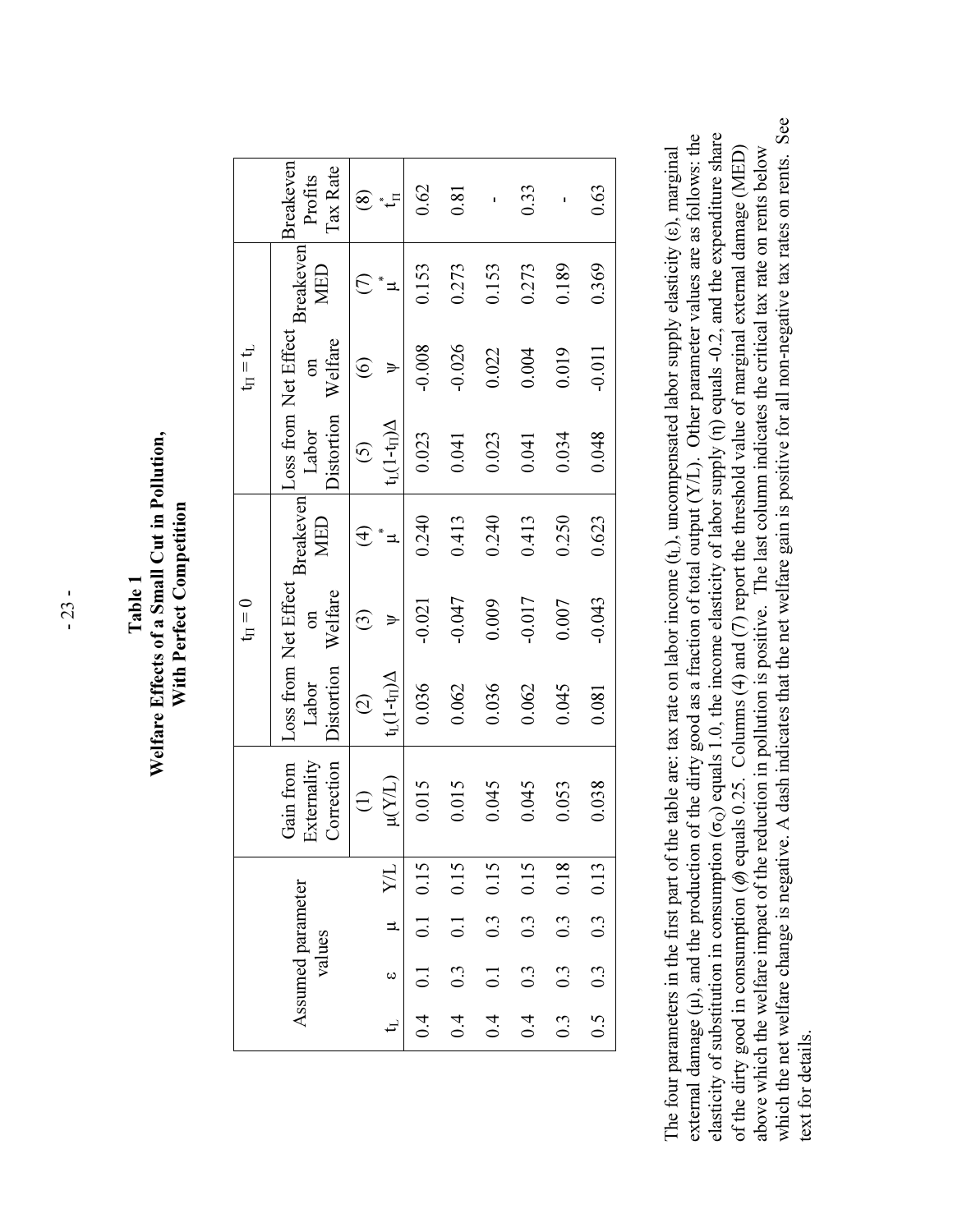**Table 1**
**Welfare Effects of a Small Cut in Pollution,**
**With Perfect Competition**

| Assumed parameter values | | | | Gain from Externality Correction | $t_\Pi = 0$ | | | $t_\Pi = t_L$ | | | |
|---|---|---|---|---|---|---|---|---|---|---|---|
| | | | | | Loss from Labor Distortion | Net Effect on Welfare | Breakeven MED | Loss from Labor Distortion | Net Effect on Welfare | Breakeven MED | Breakeven Profits Tax Rate |
| | | | | (1) | (2) | (3) | (4) | (5) | (6) | (7) | (8) |
| $t_L$ | $\varepsilon$ | $\mu$ | Y/L | $\mu$(Y/L) | $t_L(1\text{-}t_\Pi)\Delta$ | $\psi$ | $\mu^*$ | $t_L(1\text{-}t_\Pi)\Delta$ | $\psi$ | $\mu^*$ | $t^*_\Pi$ |
| 0.4 | 0.1 | 0.1 | 0.15 | 0.015 | 0.036 | -0.021 | 0.240 | 0.023 | -0.008 | 0.153 | 0.62 |
| 0.4 | 0.3 | 0.1 | 0.15 | 0.015 | 0.062 | -0.047 | 0.413 | 0.041 | -0.026 | 0.273 | 0.81 |
| 0.4 | 0.1 | 0.3 | 0.15 | 0.045 | 0.036 | 0.009 | 0.240 | 0.023 | 0.022 | 0.153 | - |
| 0.4 | 0.3 | 0.3 | 0.15 | 0.045 | 0.062 | -0.017 | 0.413 | 0.041 | 0.004 | 0.273 | 0.33 |
| 0.3 | 0.3 | 0.3 | 0.18 | 0.053 | 0.045 | 0.007 | 0.250 | 0.034 | 0.019 | 0.189 | - |
| 0.5 | 0.3 | 0.3 | 0.13 | 0.038 | 0.081 | -0.043 | 0.623 | 0.048 | -0.011 | 0.369 | 0.63 |

The four parameters in the first part of the table are: tax rate on labor income ($t_L$), uncompensated labor supply elasticity ($\varepsilon$), marginal external damage ($\mu$), and the production of the dirty good as a fraction of total output (Y/L). Other parameter values are as follows: the elasticity of substitution in consumption ($\sigma_Q$) equals 1.0, the income elasticity of labor supply ($\eta$) equals -0.2, and the expenditure share of the dirty good in consumption ($\phi$) equals 0.25. Columns (4) and (7) report the threshold value of marginal external damage (MED) above which the welfare impact of the reduction in pollution is positive. The last column indicates the critical tax rate on rents below which the net welfare change is negative. A dash indicates that the net welfare gain is positive for all non-negative tax rates on rents. See text for details.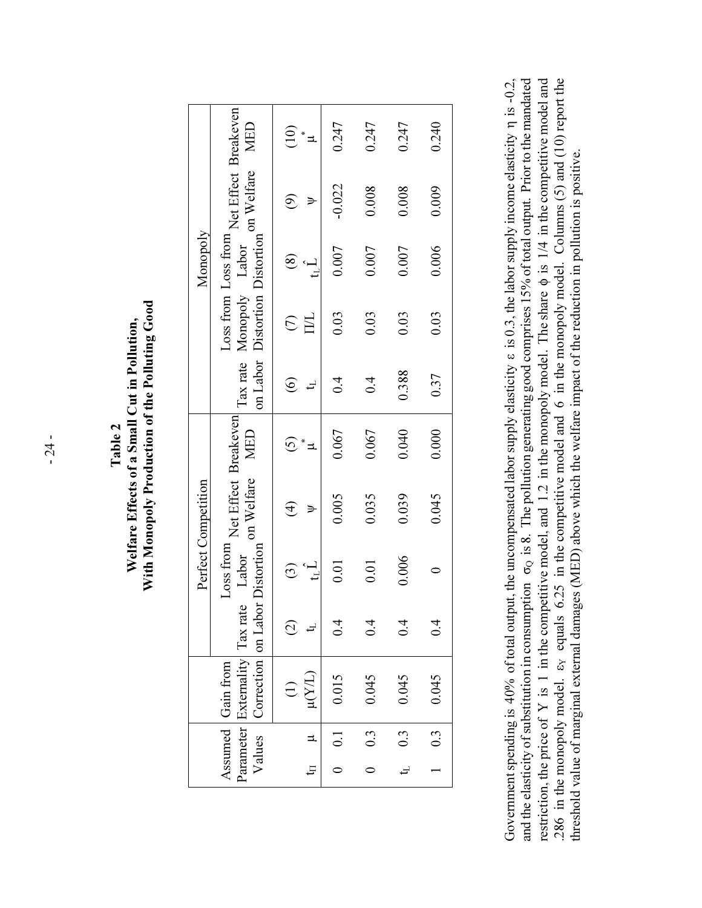**Table 2**
**Welfare Effects of a Small Cut in Pollution,**
**With Monopoly Production of the Polluting Good**

| Assumed Parameter Values | | Gain from Externality Correction | Perfect Competition | | | | Monopoly | | | | |
|---|---|---|---|---|---|---|---|---|---|---|---|
| | | | Tax rate on Labor | Loss from Labor Distortion | Net Effect on Welfare | Breakeven MED | Tax rate on Labor | Loss from Monopoly Distortion | Loss from Labor Distortion | Net Effect on Welfare | Breakeven MED |
| | | (1) | (2) | (3) | (4) | (5) | (6) | (7) | (8) | (9) | (10) |
| $t_\Pi$ | $\mu$ | $\mu(Y/L)$ | $t_L$ | $t_L\hat{L}$ | $\psi$ | $\mu^*$ | $t_L$ | $\Pi/L$ | $t_L\hat{L}$ | $\psi$ | $\mu^*$ |
| 0 | 0.1 | 0.015 | 0.4 | 0.01 | 0.005 | 0.067 | 0.4 | 0.03 | 0.007 | -0.022 | 0.247 |
| 0 | 0.3 | 0.045 | 0.4 | 0.01 | 0.035 | 0.067 | 0.4 | 0.03 | 0.007 | 0.008 | 0.247 |
| $t_L$ | 0.3 | 0.045 | 0.4 | 0.006 | 0.039 | 0.040 | 0.388 | 0.03 | 0.007 | 0.008 | 0.247 |
| 1 | 0.3 | 0.045 | 0.4 | 0 | 0.045 | 0.000 | 0.37 | 0.03 | 0.006 | 0.009 | 0.240 |

Government spending is 40% of total output, the uncompensated labor supply elasticity $\varepsilon$ is 0.3, the labor supply income elasticity $\eta$ is -0.2, and the elasticity of substitution in consumption $\sigma_Q$ is 8. The pollution generating good comprises 15% of total output. Prior to the mandated restriction, the price of Y is 1 in the competitive model, and 1.2 in the monopoly model. The share $\phi$ is 1/4 in the competitive model and .286 in the monopoly model. $\varepsilon_Y$ equals 6.25 in the competitive model and 6 in the monopoly model. Columns (5) and (10) report the threshold value of marginal external damages (MED) above which the welfare impact of the reduction in pollution is positive.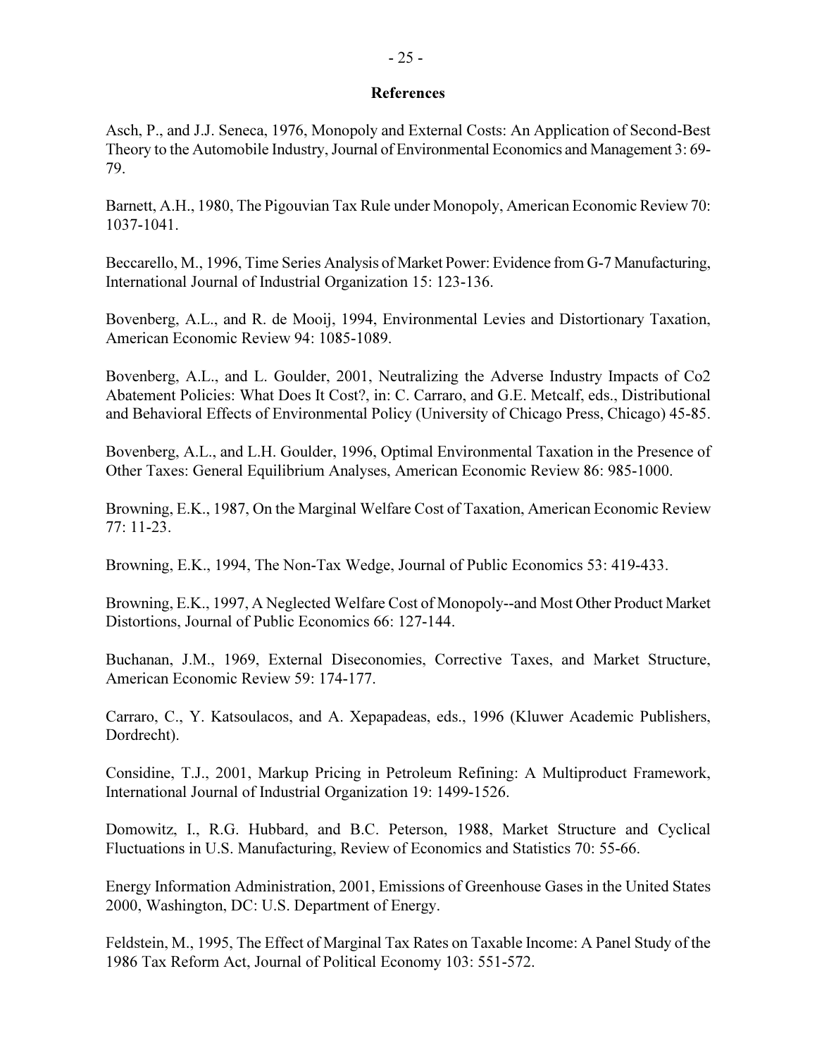## References

Asch, P., and J.J. Seneca, 1976, Monopoly and External Costs: An Application of Second-Best Theory to the Automobile Industry, Journal of Environmental Economics and Management 3: 69-79.

Barnett, A.H., 1980, The Pigouvian Tax Rule under Monopoly, American Economic Review 70: 1037-1041.

Beccarello, M., 1996, Time Series Analysis of Market Power: Evidence from G-7 Manufacturing, International Journal of Industrial Organization 15: 123-136.

Bovenberg, A.L., and R. de Mooij, 1994, Environmental Levies and Distortionary Taxation, American Economic Review 94: 1085-1089.

Bovenberg, A.L., and L. Goulder, 2001, Neutralizing the Adverse Industry Impacts of Co2 Abatement Policies: What Does It Cost?, in: C. Carraro, and G.E. Metcalf, eds., Distributional and Behavioral Effects of Environmental Policy (University of Chicago Press, Chicago) 45-85.

Bovenberg, A.L., and L.H. Goulder, 1996, Optimal Environmental Taxation in the Presence of Other Taxes: General Equilibrium Analyses, American Economic Review 86: 985-1000.

Browning, E.K., 1987, On the Marginal Welfare Cost of Taxation, American Economic Review 77: 11-23.

Browning, E.K., 1994, The Non-Tax Wedge, Journal of Public Economics 53: 419-433.

Browning, E.K., 1997, A Neglected Welfare Cost of Monopoly--and Most Other Product Market Distortions, Journal of Public Economics 66: 127-144.

Buchanan, J.M., 1969, External Diseconomies, Corrective Taxes, and Market Structure, American Economic Review 59: 174-177.

Carraro, C., Y. Katsoulacos, and A. Xepapadeas, eds., 1996 (Kluwer Academic Publishers, Dordrecht).

Considine, T.J., 2001, Markup Pricing in Petroleum Refining: A Multiproduct Framework, International Journal of Industrial Organization 19: 1499-1526.

Domowitz, I., R.G. Hubbard, and B.C. Peterson, 1988, Market Structure and Cyclical Fluctuations in U.S. Manufacturing, Review of Economics and Statistics 70: 55-66.

Energy Information Administration, 2001, Emissions of Greenhouse Gases in the United States 2000, Washington, DC: U.S. Department of Energy.

Feldstein, M., 1995, The Effect of Marginal Tax Rates on Taxable Income: A Panel Study of the 1986 Tax Reform Act, Journal of Political Economy 103: 551-572.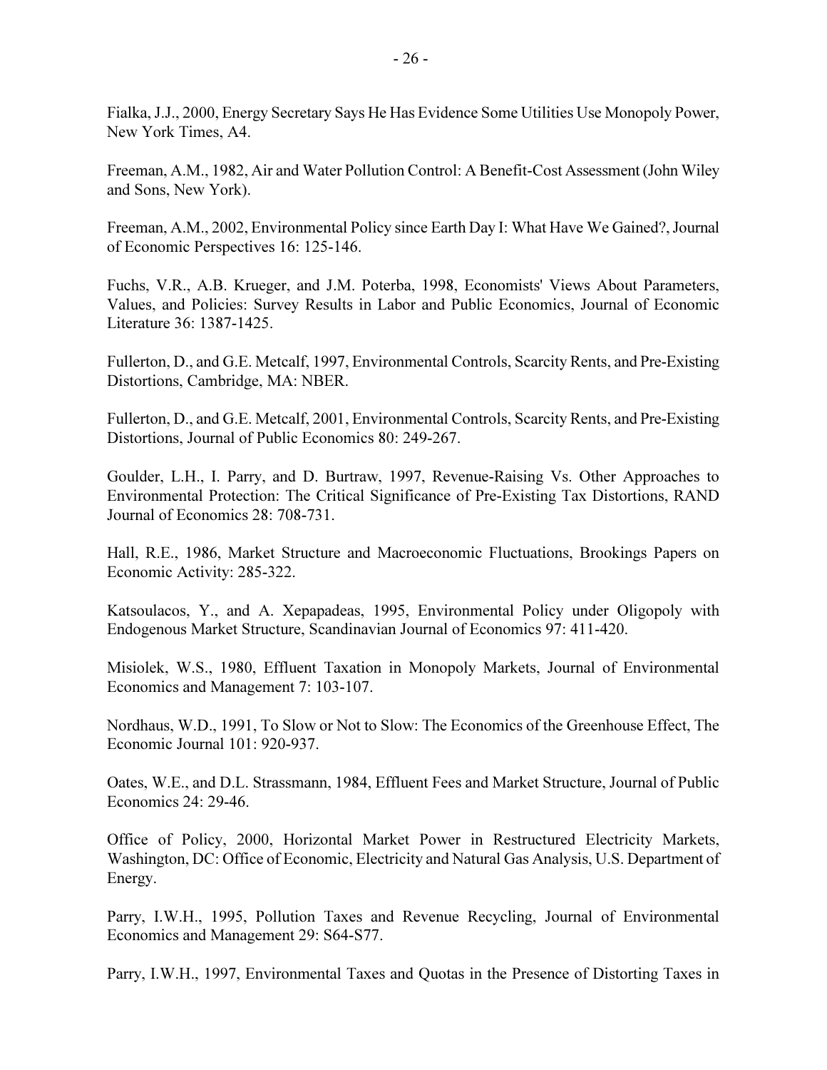Fialka, J.J., 2000, Energy Secretary Says He Has Evidence Some Utilities Use Monopoly Power, New York Times, A4.

Freeman, A.M., 1982, Air and Water Pollution Control: A Benefit-Cost Assessment (John Wiley and Sons, New York).

Freeman, A.M., 2002, Environmental Policy since Earth Day I: What Have We Gained?, Journal of Economic Perspectives 16: 125-146.

Fuchs, V.R., A.B. Krueger, and J.M. Poterba, 1998, Economists' Views About Parameters, Values, and Policies: Survey Results in Labor and Public Economics, Journal of Economic Literature 36: 1387-1425.

Fullerton, D., and G.E. Metcalf, 1997, Environmental Controls, Scarcity Rents, and Pre-Existing Distortions, Cambridge, MA: NBER.

Fullerton, D., and G.E. Metcalf, 2001, Environmental Controls, Scarcity Rents, and Pre-Existing Distortions, Journal of Public Economics 80: 249-267.

Goulder, L.H., I. Parry, and D. Burtraw, 1997, Revenue-Raising Vs. Other Approaches to Environmental Protection: The Critical Significance of Pre-Existing Tax Distortions, RAND Journal of Economics 28: 708-731.

Hall, R.E., 1986, Market Structure and Macroeconomic Fluctuations, Brookings Papers on Economic Activity: 285-322.

Katsoulacos, Y., and A. Xepapadeas, 1995, Environmental Policy under Oligopoly with Endogenous Market Structure, Scandinavian Journal of Economics 97: 411-420.

Misiolek, W.S., 1980, Effluent Taxation in Monopoly Markets, Journal of Environmental Economics and Management 7: 103-107.

Nordhaus, W.D., 1991, To Slow or Not to Slow: The Economics of the Greenhouse Effect, The Economic Journal 101: 920-937.

Oates, W.E., and D.L. Strassmann, 1984, Effluent Fees and Market Structure, Journal of Public Economics 24: 29-46.

Office of Policy, 2000, Horizontal Market Power in Restructured Electricity Markets, Washington, DC: Office of Economic, Electricity and Natural Gas Analysis, U.S. Department of Energy.

Parry, I.W.H., 1995, Pollution Taxes and Revenue Recycling, Journal of Environmental Economics and Management 29: S64-S77.

Parry, I.W.H., 1997, Environmental Taxes and Quotas in the Presence of Distorting Taxes in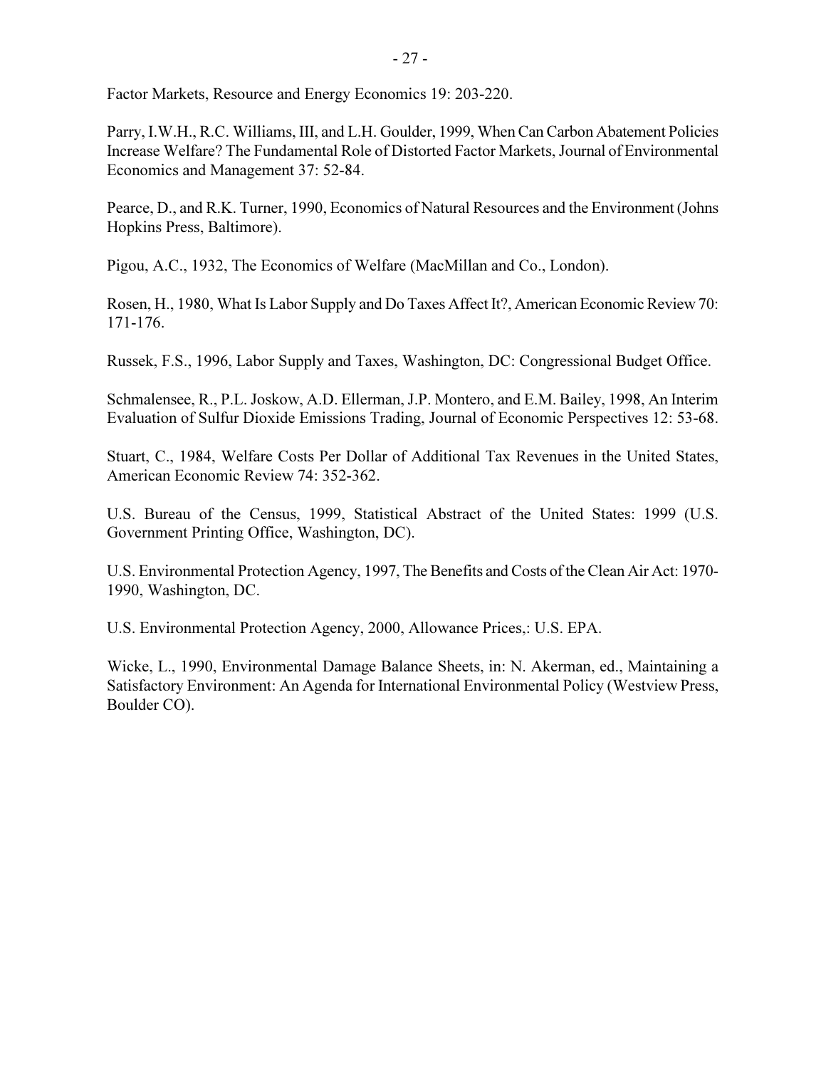Factor Markets, Resource and Energy Economics 19: 203-220.

Parry, I.W.H., R.C. Williams, III, and L.H. Goulder, 1999, When Can Carbon Abatement Policies Increase Welfare? The Fundamental Role of Distorted Factor Markets, Journal of Environmental Economics and Management 37: 52-84.

Pearce, D., and R.K. Turner, 1990, Economics of Natural Resources and the Environment (Johns Hopkins Press, Baltimore).

Pigou, A.C., 1932, The Economics of Welfare (MacMillan and Co., London).

Rosen, H., 1980, What Is Labor Supply and Do Taxes Affect It?, American Economic Review 70: 171-176.

Russek, F.S., 1996, Labor Supply and Taxes, Washington, DC: Congressional Budget Office.

Schmalensee, R., P.L. Joskow, A.D. Ellerman, J.P. Montero, and E.M. Bailey, 1998, An Interim Evaluation of Sulfur Dioxide Emissions Trading, Journal of Economic Perspectives 12: 53-68.

Stuart, C., 1984, Welfare Costs Per Dollar of Additional Tax Revenues in the United States, American Economic Review 74: 352-362.

U.S. Bureau of the Census, 1999, Statistical Abstract of the United States: 1999 (U.S. Government Printing Office, Washington, DC).

U.S. Environmental Protection Agency, 1997, The Benefits and Costs of the Clean Air Act: 1970-1990, Washington, DC.

U.S. Environmental Protection Agency, 2000, Allowance Prices,: U.S. EPA.

Wicke, L., 1990, Environmental Damage Balance Sheets, in: N. Akerman, ed., Maintaining a Satisfactory Environment: An Agenda for International Environmental Policy (Westview Press, Boulder CO).